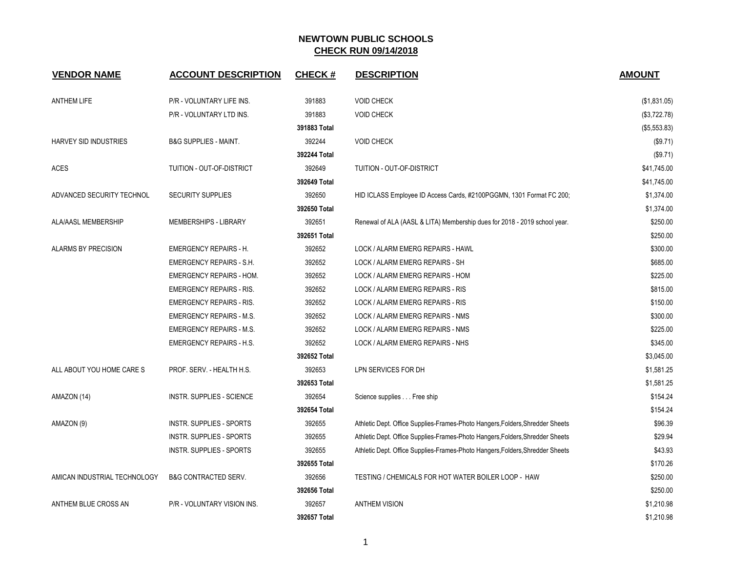# NEWTOWN PUBLIC SCHOOLS
## CHECK RUN 09/14/2018

| VENDOR NAME | ACCOUNT DESCRIPTION | CHECK # | DESCRIPTION | AMOUNT |
|---|---|---|---|---|
| ANTHEM LIFE | P/R - VOLUNTARY LIFE INS. | 391883 | VOID CHECK | ($1,831.05) |
| | P/R - VOLUNTARY LTD INS. | 391883 | VOID CHECK | ($3,722.78) |
| | | **391883 Total** | | ($5,553.83) |
| HARVEY SID INDUSTRIES | B&G SUPPLIES - MAINT. | 392244 | VOID CHECK | ($9.71) |
| | | **392244 Total** | | ($9.71) |
| ACES | TUITION - OUT-OF-DISTRICT | 392649 | TUITION - OUT-OF-DISTRICT | $41,745.00 |
| | | **392649 Total** | | $41,745.00 |
| ADVANCED SECURITY TECHNOL | SECURITY SUPPLIES | 392650 | HID ICLASS Employee ID Access Cards, #2100PGGMN, 1301 Format FC 200; | $1,374.00 |
| | | **392650 Total** | | $1,374.00 |
| ALA/AASL MEMBERSHIP | MEMBERSHIPS - LIBRARY | 392651 | Renewal of ALA (AASL & LITA) Membership dues for 2018 - 2019 school year. | $250.00 |
| | | **392651 Total** | | $250.00 |
| ALARMS BY PRECISION | EMERGENCY REPAIRS - H. | 392652 | LOCK / ALARM EMERG REPAIRS - HAWL | $300.00 |
| | EMERGENCY REPAIRS - S.H. | 392652 | LOCK / ALARM EMERG REPAIRS - SH | $685.00 |
| | EMERGENCY REPAIRS - HOM. | 392652 | LOCK / ALARM EMERG REPAIRS - HOM | $225.00 |
| | EMERGENCY REPAIRS - RIS. | 392652 | LOCK / ALARM EMERG REPAIRS - RIS | $815.00 |
| | EMERGENCY REPAIRS - RIS. | 392652 | LOCK / ALARM EMERG REPAIRS - RIS | $150.00 |
| | EMERGENCY REPAIRS - M.S. | 392652 | LOCK / ALARM EMERG REPAIRS - NMS | $300.00 |
| | EMERGENCY REPAIRS - M.S. | 392652 | LOCK / ALARM EMERG REPAIRS - NMS | $225.00 |
| | EMERGENCY REPAIRS - H.S. | 392652 | LOCK / ALARM EMERG REPAIRS - NHS | $345.00 |
| | | **392652 Total** | | $3,045.00 |
| ALL ABOUT YOU HOME CARE S | PROF. SERV. - HEALTH H.S. | 392653 | LPN SERVICES FOR DH | $1,581.25 |
| | | **392653 Total** | | $1,581.25 |
| AMAZON (14) | INSTR. SUPPLIES - SCIENCE | 392654 | Science supplies . . . Free ship | $154.24 |
| | | **392654 Total** | | $154.24 |
| AMAZON (9) | INSTR. SUPPLIES - SPORTS | 392655 | Athletic Dept. Office Supplies-Frames-Photo Hangers,Folders,Shredder Sheets | $96.39 |
| | INSTR. SUPPLIES - SPORTS | 392655 | Athletic Dept. Office Supplies-Frames-Photo Hangers,Folders,Shredder Sheets | $29.94 |
| | INSTR. SUPPLIES - SPORTS | 392655 | Athletic Dept. Office Supplies-Frames-Photo Hangers,Folders,Shredder Sheets | $43.93 |
| | | **392655 Total** | | $170.26 |
| AMICAN INDUSTRIAL TECHNOLOGY | B&G CONTRACTED SERV. | 392656 | TESTING / CHEMICALS FOR HOT WATER BOILER LOOP - HAW | $250.00 |
| | | **392656 Total** | | $250.00 |
| ANTHEM BLUE CROSS AN | P/R - VOLUNTARY VISION INS. | 392657 | ANTHEM VISION | $1,210.98 |
| | | **392657 Total** | | $1,210.98 |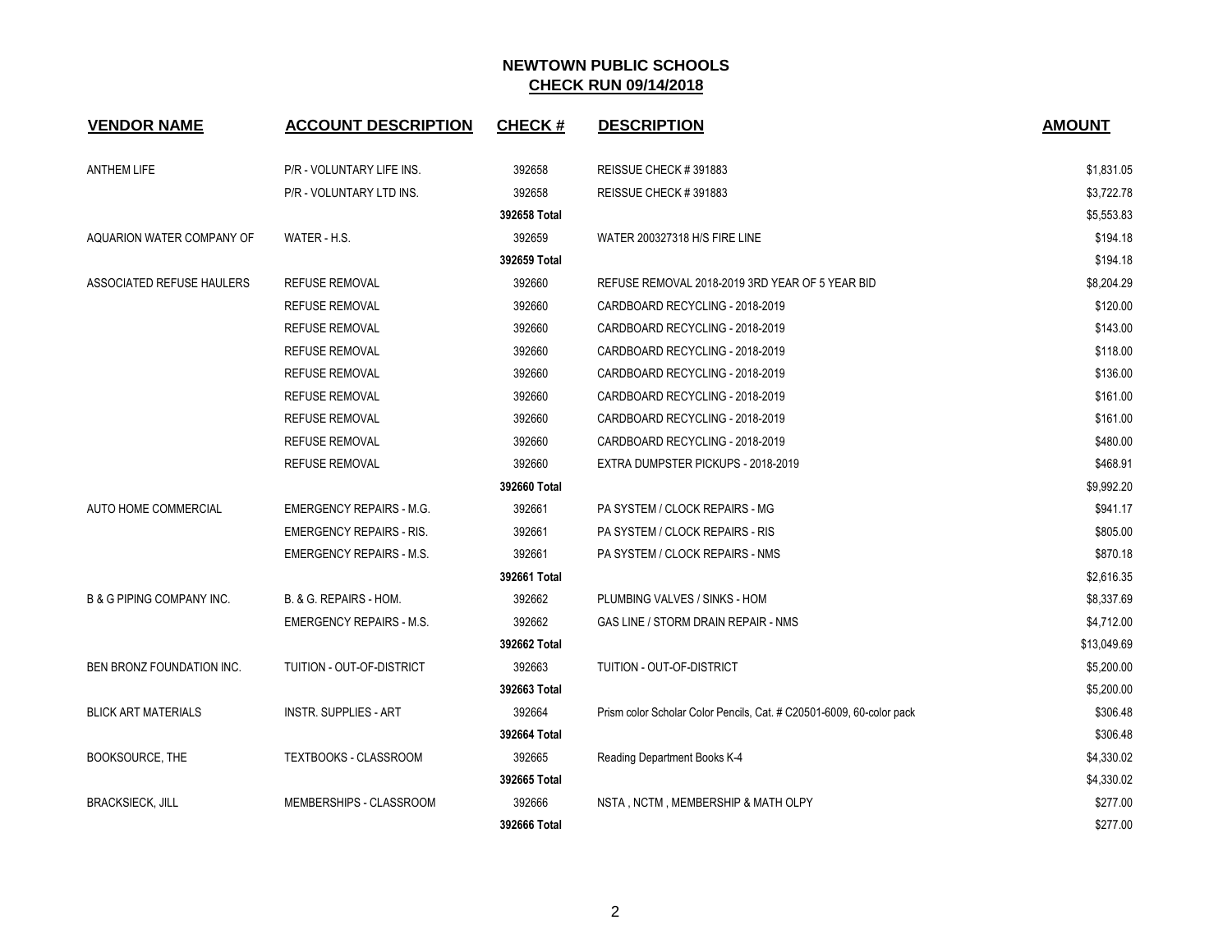# NEWTOWN PUBLIC SCHOOLS

## CHECK RUN 09/14/2018

| VENDOR NAME | ACCOUNT DESCRIPTION | CHECK # | DESCRIPTION | AMOUNT |
|---|---|---|---|---|
| ANTHEM LIFE | P/R - VOLUNTARY LIFE INS. | 392658 | REISSUE CHECK # 391883 | $1,831.05 |
| | P/R - VOLUNTARY LTD INS. | 392658 | REISSUE CHECK # 391883 | $3,722.78 |
| | | 392658 Total | | $5,553.83 |
| AQUARION WATER COMPANY OF | WATER - H.S. | 392659 | WATER 200327318 H/S FIRE LINE | $194.18 |
| | | 392659 Total | | $194.18 |
| ASSOCIATED REFUSE HAULERS | REFUSE REMOVAL | 392660 | REFUSE REMOVAL 2018-2019 3RD YEAR OF 5 YEAR BID | $8,204.29 |
| | REFUSE REMOVAL | 392660 | CARDBOARD RECYCLING - 2018-2019 | $120.00 |
| | REFUSE REMOVAL | 392660 | CARDBOARD RECYCLING - 2018-2019 | $143.00 |
| | REFUSE REMOVAL | 392660 | CARDBOARD RECYCLING - 2018-2019 | $118.00 |
| | REFUSE REMOVAL | 392660 | CARDBOARD RECYCLING - 2018-2019 | $136.00 |
| | REFUSE REMOVAL | 392660 | CARDBOARD RECYCLING - 2018-2019 | $161.00 |
| | REFUSE REMOVAL | 392660 | CARDBOARD RECYCLING - 2018-2019 | $161.00 |
| | REFUSE REMOVAL | 392660 | CARDBOARD RECYCLING - 2018-2019 | $480.00 |
| | REFUSE REMOVAL | 392660 | EXTRA DUMPSTER PICKUPS - 2018-2019 | $468.91 |
| | | 392660 Total | | $9,992.20 |
| AUTO HOME COMMERCIAL | EMERGENCY REPAIRS - M.G. | 392661 | PA SYSTEM / CLOCK REPAIRS - MG | $941.17 |
| | EMERGENCY REPAIRS - RIS. | 392661 | PA SYSTEM / CLOCK REPAIRS - RIS | $805.00 |
| | EMERGENCY REPAIRS - M.S. | 392661 | PA SYSTEM / CLOCK REPAIRS - NMS | $870.18 |
| | | 392661 Total | | $2,616.35 |
| B & G PIPING COMPANY INC. | B. & G. REPAIRS - HOM. | 392662 | PLUMBING VALVES / SINKS - HOM | $8,337.69 |
| | EMERGENCY REPAIRS - M.S. | 392662 | GAS LINE / STORM DRAIN REPAIR - NMS | $4,712.00 |
| | | 392662 Total | | $13,049.69 |
| BEN BRONZ FOUNDATION INC. | TUITION - OUT-OF-DISTRICT | 392663 | TUITION - OUT-OF-DISTRICT | $5,200.00 |
| | | 392663 Total | | $5,200.00 |
| BLICK ART MATERIALS | INSTR. SUPPLIES - ART | 392664 | Prism color Scholar Color Pencils, Cat. # C20501-6009, 60-color pack | $306.48 |
| | | 392664 Total | | $306.48 |
| BOOKSOURCE, THE | TEXTBOOKS - CLASSROOM | 392665 | Reading Department Books K-4 | $4,330.02 |
| | | 392665 Total | | $4,330.02 |
| BRACKSIECK, JILL | MEMBERSHIPS - CLASSROOM | 392666 | NSTA , NCTM , MEMBERSHIP & MATH OLPY | $277.00 |
| | | 392666 Total | | $277.00 |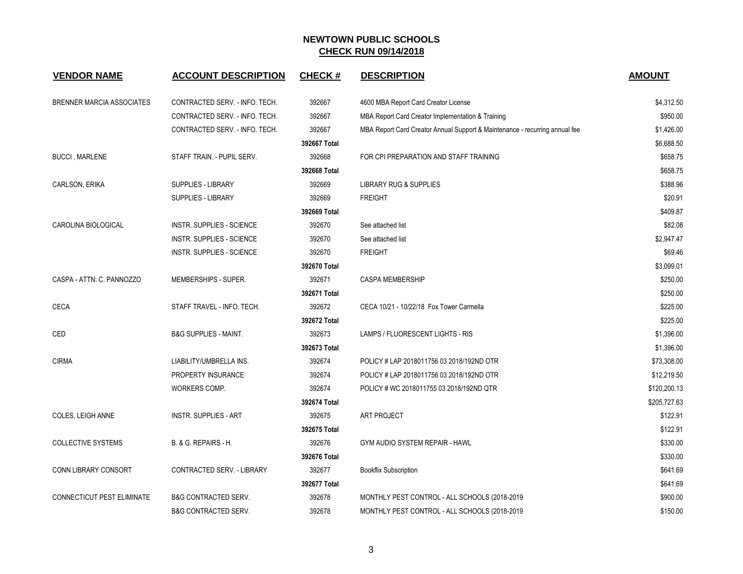# NEWTOWN PUBLIC SCHOOLS

## CHECK RUN 09/14/2018

| VENDOR NAME | ACCOUNT DESCRIPTION | CHECK # | DESCRIPTION | AMOUNT |
|---|---|---|---|---|
| BRENNER MARCIA ASSOCIATES | CONTRACTED SERV. - INFO. TECH. | 392667 | 4600 MBA Report Card Creator License | $4,312.50 |
| | CONTRACTED SERV. - INFO. TECH. | 392667 | MBA Report Card Creator Implementation & Training | $950.00 |
| | CONTRACTED SERV. - INFO. TECH. | 392667 | MBA Report Card Creator Annual Support & Maintenance - recurring annual fee | $1,426.00 |
| | | 392667 Total | | $6,688.50 |
| BUCCI , MARLENE | STAFF TRAIN. - PUPIL SERV. | 392668 | FOR CPI PREPARATION AND STAFF TRAINING | $658.75 |
| | | 392668 Total | | $658.75 |
| CARLSON, ERIKA | SUPPLIES - LIBRARY | 392669 | LIBRARY RUG & SUPPLIES | $388.96 |
| | SUPPLIES - LIBRARY | 392669 | FREIGHT | $20.91 |
| | | 392669 Total | | $409.87 |
| CAROLINA BIOLOGICAL | INSTR. SUPPLIES - SCIENCE | 392670 | See attached list | $82.08 |
| | INSTR. SUPPLIES - SCIENCE | 392670 | See attached list | $2,947.47 |
| | INSTR. SUPPLIES - SCIENCE | 392670 | FREIGHT | $69.46 |
| | | 392670 Total | | $3,099.01 |
| CASPA - ATTN: C. PANNOZZO | MEMBERSHIPS - SUPER. | 392671 | CASPA MEMBERSHIP | $250.00 |
| | | 392671 Total | | $250.00 |
| CECA | STAFF TRAVEL - INFO. TECH. | 392672 | CECA 10/21 - 10/22/18 Fox Tower Carmella | $225.00 |
| | | 392672 Total | | $225.00 |
| CED | B&G SUPPLIES - MAINT. | 392673 | LAMPS / FLUORESCENT LIGHTS - RIS | $1,396.00 |
| | | 392673 Total | | $1,396.00 |
| CIRMA | LIABILITY/UMBRELLA INS. | 392674 | POLICY # LAP 2018011756 03 2018/192ND OTR | $73,308.00 |
| | PROPERTY INSURANCE | 392674 | POLICY # LAP 2018011756 03 2018/192ND OTR | $12,219.50 |
| | WORKERS COMP. | 392674 | POLICY # WC 2018011755 03 2018/192ND QTR | $120,200.13 |
| | | 392674 Total | | $205,727.63 |
| COLES, LEIGH ANNE | INSTR. SUPPLIES - ART | 392675 | ART PROJECT | $122.91 |
| | | 392675 Total | | $122.91 |
| COLLECTIVE SYSTEMS | B. & G. REPAIRS - H. | 392676 | GYM AUDIO SYSTEM REPAIR - HAWL | $330.00 |
| | | 392676 Total | | $330.00 |
| CONN LIBRARY CONSORT | CONTRACTED SERV. - LIBRARY | 392677 | Bookflix Subscription | $641.69 |
| | | 392677 Total | | $641.69 |
| CONNECTICUT PEST ELIMINATE | B&G CONTRACTED SERV. | 392678 | MONTHLY PEST CONTROL - ALL SCHOOLS (2018-2019 | $900.00 |
| | B&G CONTRACTED SERV. | 392678 | MONTHLY PEST CONTROL - ALL SCHOOLS (2018-2019 | $150.00 |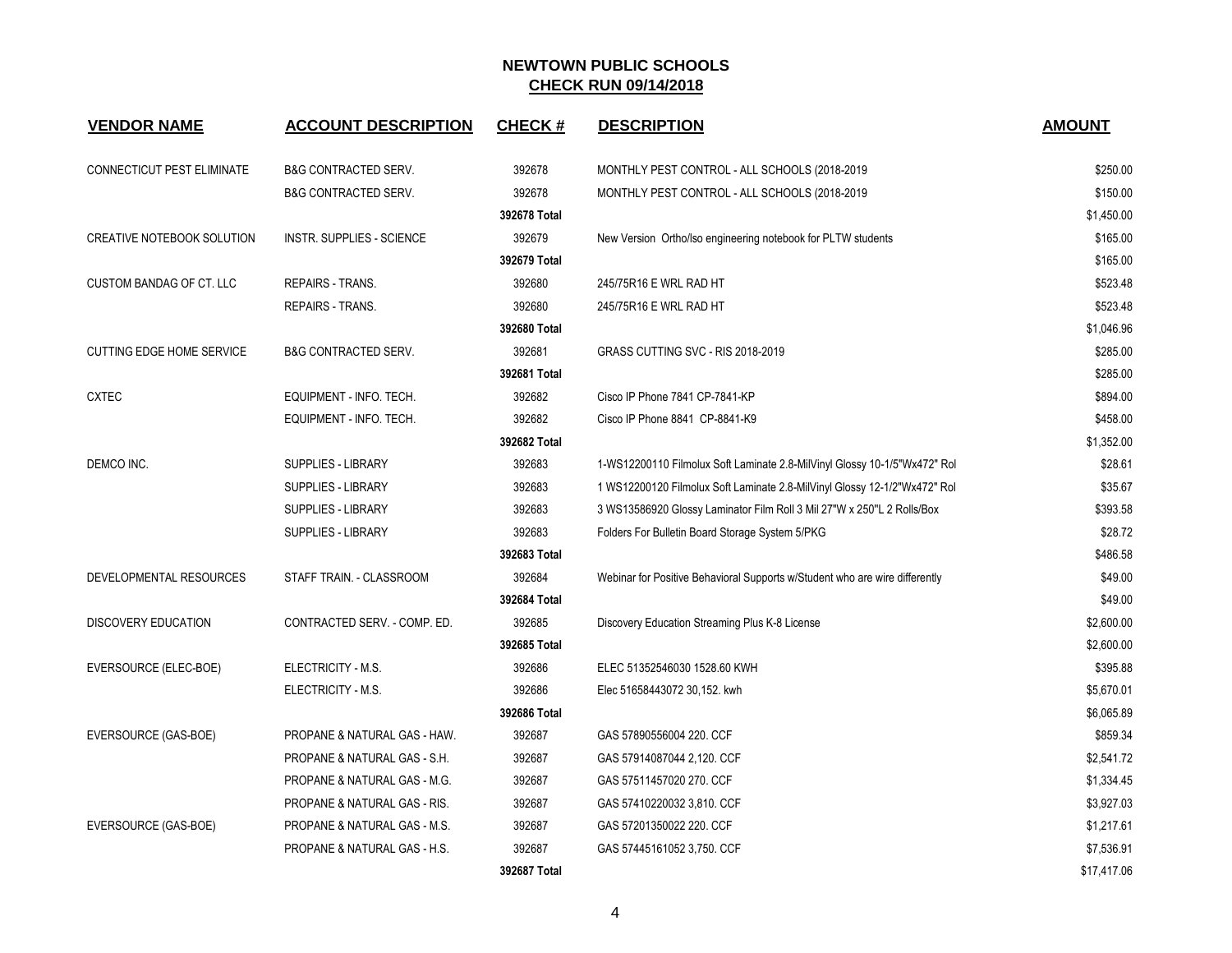# NEWTOWN PUBLIC SCHOOLS

## CHECK RUN 09/14/2018

| VENDOR NAME | ACCOUNT DESCRIPTION | CHECK # | DESCRIPTION | AMOUNT |
|---|---|---|---|---|
| CONNECTICUT PEST ELIMINATE | B&G CONTRACTED SERV. | 392678 | MONTHLY PEST CONTROL - ALL SCHOOLS (2018-2019 | $250.00 |
| | B&G CONTRACTED SERV. | 392678 | MONTHLY PEST CONTROL - ALL SCHOOLS (2018-2019 | $150.00 |
| | | 392678 Total | | $1,450.00 |
| CREATIVE NOTEBOOK SOLUTION | INSTR. SUPPLIES - SCIENCE | 392679 | New Version Ortho/Iso engineering notebook for PLTW students | $165.00 |
| | | 392679 Total | | $165.00 |
| CUSTOM BANDAG OF CT. LLC | REPAIRS - TRANS. | 392680 | 245/75R16 E WRL RAD HT | $523.48 |
| | REPAIRS - TRANS. | 392680 | 245/75R16 E WRL RAD HT | $523.48 |
| | | 392680 Total | | $1,046.96 |
| CUTTING EDGE HOME SERVICE | B&G CONTRACTED SERV. | 392681 | GRASS CUTTING SVC - RIS 2018-2019 | $285.00 |
| | | 392681 Total | | $285.00 |
| CXTEC | EQUIPMENT - INFO. TECH. | 392682 | Cisco IP Phone 7841 CP-7841-KP | $894.00 |
| | EQUIPMENT - INFO. TECH. | 392682 | Cisco IP Phone 8841 CP-8841-K9 | $458.00 |
| | | 392682 Total | | $1,352.00 |
| DEMCO INC. | SUPPLIES - LIBRARY | 392683 | 1-WS12200110 Filmolux Soft Laminate 2.8-MilVinyl Glossy 10-1/5"Wx472" Rol | $28.61 |
| | SUPPLIES - LIBRARY | 392683 | 1 WS12200120 Filmolux Soft Laminate 2.8-MilVinyl Glossy 12-1/2"Wx472" Rol | $35.67 |
| | SUPPLIES - LIBRARY | 392683 | 3 WS13586920 Glossy Laminator Film Roll 3 Mil 27"W x 250"L 2 Rolls/Box | $393.58 |
| | SUPPLIES - LIBRARY | 392683 | Folders For Bulletin Board Storage System 5/PKG | $28.72 |
| | | 392683 Total | | $486.58 |
| DEVELOPMENTAL RESOURCES | STAFF TRAIN. - CLASSROOM | 392684 | Webinar for Positive Behavioral Supports w/Student who are wire differently | $49.00 |
| | | 392684 Total | | $49.00 |
| DISCOVERY EDUCATION | CONTRACTED SERV. - COMP. ED. | 392685 | Discovery Education Streaming Plus K-8 License | $2,600.00 |
| | | 392685 Total | | $2,600.00 |
| EVERSOURCE (ELEC-BOE) | ELECTRICITY - M.S. | 392686 | ELEC 51352546030 1528.60 KWH | $395.88 |
| | ELECTRICITY - M.S. | 392686 | Elec 51658443072 30,152. kwh | $5,670.01 |
| | | 392686 Total | | $6,065.89 |
| EVERSOURCE (GAS-BOE) | PROPANE & NATURAL GAS - HAW. | 392687 | GAS 57890556004 220. CCF | $859.34 |
| | PROPANE & NATURAL GAS - S.H. | 392687 | GAS 57914087044 2,120. CCF | $2,541.72 |
| | PROPANE & NATURAL GAS - M.G. | 392687 | GAS 57511457020 270. CCF | $1,334.45 |
| | PROPANE & NATURAL GAS - RIS. | 392687 | GAS 57410220032 3,810. CCF | $3,927.03 |
| EVERSOURCE (GAS-BOE) | PROPANE & NATURAL GAS - M.S. | 392687 | GAS 57201350022 220. CCF | $1,217.61 |
| | PROPANE & NATURAL GAS - H.S. | 392687 | GAS 57445161052 3,750. CCF | $7,536.91 |
| | | 392687 Total | | $17,417.06 |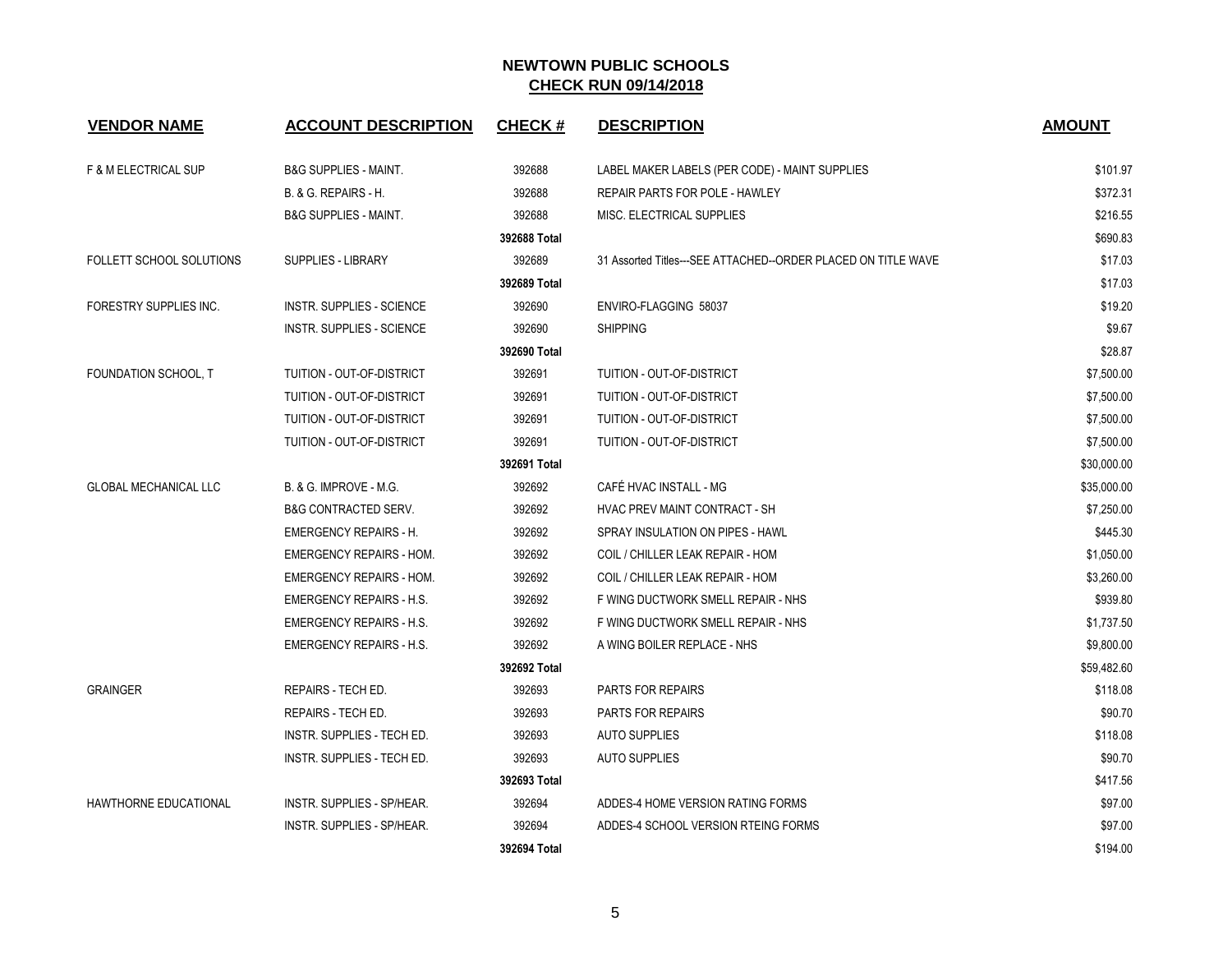# NEWTOWN PUBLIC SCHOOLS
## CHECK RUN 09/14/2018

| VENDOR NAME | ACCOUNT DESCRIPTION | CHECK # | DESCRIPTION | AMOUNT |
|---|---|---|---|---|
| F & M ELECTRICAL SUP | B&G SUPPLIES - MAINT. | 392688 | LABEL MAKER LABELS (PER CODE) - MAINT SUPPLIES | $101.97 |
| | B. & G. REPAIRS - H. | 392688 | REPAIR PARTS FOR POLE - HAWLEY | $372.31 |
| | B&G SUPPLIES - MAINT. | 392688 | MISC. ELECTRICAL SUPPLIES | $216.55 |
| | | 392688 Total | | $690.83 |
| FOLLETT SCHOOL SOLUTIONS | SUPPLIES - LIBRARY | 392689 | 31 Assorted Titles---SEE ATTACHED--ORDER PLACED ON TITLE WAVE | $17.03 |
| | | 392689 Total | | $17.03 |
| FORESTRY SUPPLIES INC. | INSTR. SUPPLIES - SCIENCE | 392690 | ENVIRO-FLAGGING 58037 | $19.20 |
| | INSTR. SUPPLIES - SCIENCE | 392690 | SHIPPING | $9.67 |
| | | 392690 Total | | $28.87 |
| FOUNDATION SCHOOL, T | TUITION - OUT-OF-DISTRICT | 392691 | TUITION - OUT-OF-DISTRICT | $7,500.00 |
| | TUITION - OUT-OF-DISTRICT | 392691 | TUITION - OUT-OF-DISTRICT | $7,500.00 |
| | TUITION - OUT-OF-DISTRICT | 392691 | TUITION - OUT-OF-DISTRICT | $7,500.00 |
| | TUITION - OUT-OF-DISTRICT | 392691 | TUITION - OUT-OF-DISTRICT | $7,500.00 |
| | | 392691 Total | | $30,000.00 |
| GLOBAL MECHANICAL LLC | B. & G. IMPROVE - M.G. | 392692 | CAFÉ HVAC INSTALL - MG | $35,000.00 |
| | B&G CONTRACTED SERV. | 392692 | HVAC PREV MAINT CONTRACT - SH | $7,250.00 |
| | EMERGENCY REPAIRS - H. | 392692 | SPRAY INSULATION ON PIPES - HAWL | $445.30 |
| | EMERGENCY REPAIRS - HOM. | 392692 | COIL / CHILLER LEAK REPAIR - HOM | $1,050.00 |
| | EMERGENCY REPAIRS - HOM. | 392692 | COIL / CHILLER LEAK REPAIR - HOM | $3,260.00 |
| | EMERGENCY REPAIRS - H.S. | 392692 | F WING DUCTWORK SMELL REPAIR - NHS | $939.80 |
| | EMERGENCY REPAIRS - H.S. | 392692 | F WING DUCTWORK SMELL REPAIR - NHS | $1,737.50 |
| | EMERGENCY REPAIRS - H.S. | 392692 | A WING BOILER REPLACE - NHS | $9,800.00 |
| | | 392692 Total | | $59,482.60 |
| GRAINGER | REPAIRS - TECH ED. | 392693 | PARTS FOR REPAIRS | $118.08 |
| | REPAIRS - TECH ED. | 392693 | PARTS FOR REPAIRS | $90.70 |
| | INSTR. SUPPLIES - TECH ED. | 392693 | AUTO SUPPLIES | $118.08 |
| | INSTR. SUPPLIES - TECH ED. | 392693 | AUTO SUPPLIES | $90.70 |
| | | 392693 Total | | $417.56 |
| HAWTHORNE EDUCATIONAL | INSTR. SUPPLIES - SP/HEAR. | 392694 | ADDES-4 HOME VERSION RATING FORMS | $97.00 |
| | INSTR. SUPPLIES - SP/HEAR. | 392694 | ADDES-4 SCHOOL VERSION RTEING FORMS | $97.00 |
| | | 392694 Total | | $194.00 |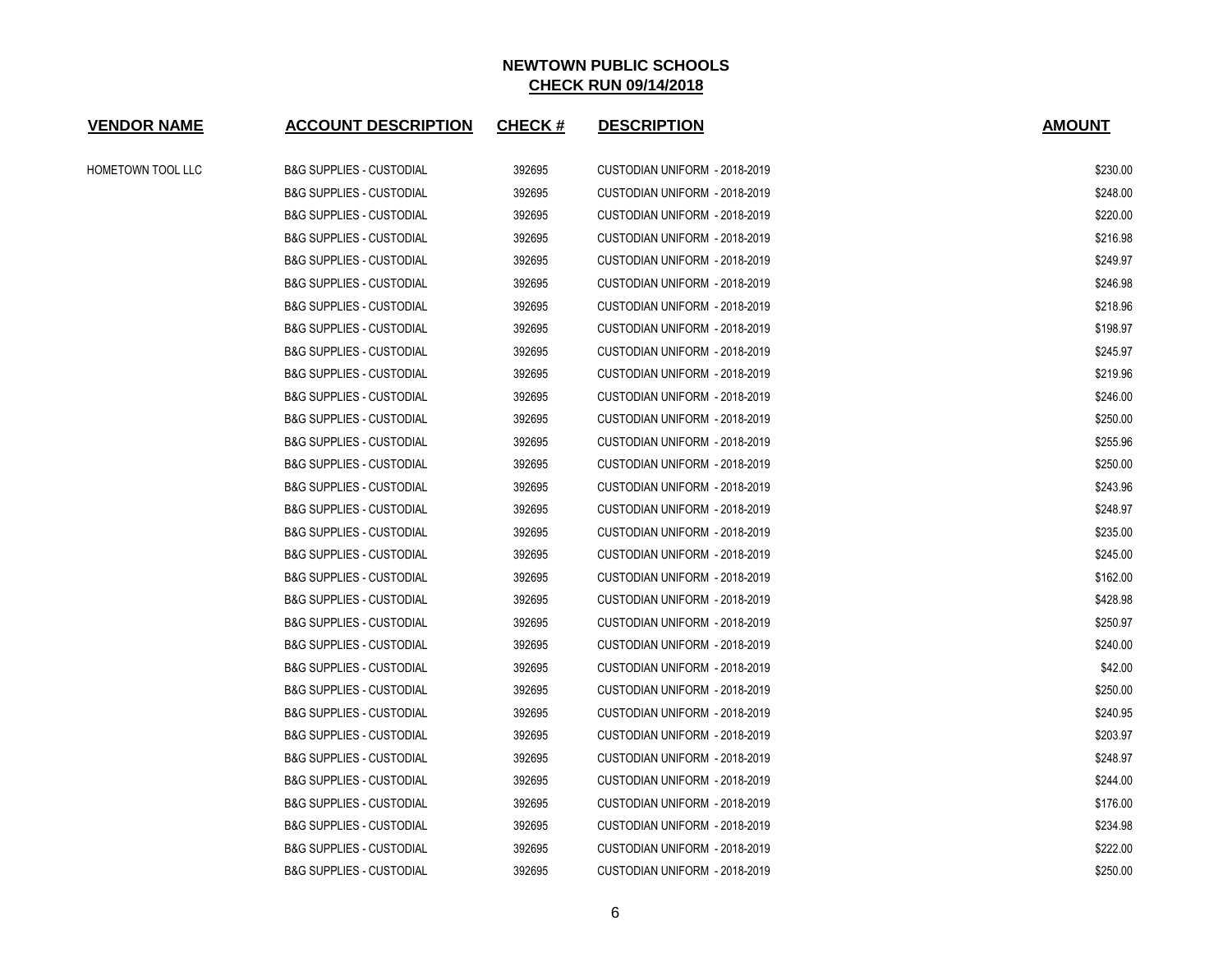**NEWTOWN PUBLIC SCHOOLS**
**CHECK RUN 09/14/2018**

| VENDOR NAME | ACCOUNT DESCRIPTION | CHECK # | DESCRIPTION | AMOUNT |
|---|---|---|---|---|
| HOMETOWN TOOL LLC | B&G SUPPLIES - CUSTODIAL | 392695 | CUSTODIAN UNIFORM - 2018-2019 | $230.00 |
| | B&G SUPPLIES - CUSTODIAL | 392695 | CUSTODIAN UNIFORM - 2018-2019 | $248.00 |
| | B&G SUPPLIES - CUSTODIAL | 392695 | CUSTODIAN UNIFORM - 2018-2019 | $220.00 |
| | B&G SUPPLIES - CUSTODIAL | 392695 | CUSTODIAN UNIFORM - 2018-2019 | $216.98 |
| | B&G SUPPLIES - CUSTODIAL | 392695 | CUSTODIAN UNIFORM - 2018-2019 | $249.97 |
| | B&G SUPPLIES - CUSTODIAL | 392695 | CUSTODIAN UNIFORM - 2018-2019 | $246.98 |
| | B&G SUPPLIES - CUSTODIAL | 392695 | CUSTODIAN UNIFORM - 2018-2019 | $218.96 |
| | B&G SUPPLIES - CUSTODIAL | 392695 | CUSTODIAN UNIFORM - 2018-2019 | $198.97 |
| | B&G SUPPLIES - CUSTODIAL | 392695 | CUSTODIAN UNIFORM - 2018-2019 | $245.97 |
| | B&G SUPPLIES - CUSTODIAL | 392695 | CUSTODIAN UNIFORM - 2018-2019 | $219.96 |
| | B&G SUPPLIES - CUSTODIAL | 392695 | CUSTODIAN UNIFORM - 2018-2019 | $246.00 |
| | B&G SUPPLIES - CUSTODIAL | 392695 | CUSTODIAN UNIFORM - 2018-2019 | $250.00 |
| | B&G SUPPLIES - CUSTODIAL | 392695 | CUSTODIAN UNIFORM - 2018-2019 | $255.96 |
| | B&G SUPPLIES - CUSTODIAL | 392695 | CUSTODIAN UNIFORM - 2018-2019 | $250.00 |
| | B&G SUPPLIES - CUSTODIAL | 392695 | CUSTODIAN UNIFORM - 2018-2019 | $243.96 |
| | B&G SUPPLIES - CUSTODIAL | 392695 | CUSTODIAN UNIFORM - 2018-2019 | $248.97 |
| | B&G SUPPLIES - CUSTODIAL | 392695 | CUSTODIAN UNIFORM - 2018-2019 | $235.00 |
| | B&G SUPPLIES - CUSTODIAL | 392695 | CUSTODIAN UNIFORM - 2018-2019 | $245.00 |
| | B&G SUPPLIES - CUSTODIAL | 392695 | CUSTODIAN UNIFORM - 2018-2019 | $162.00 |
| | B&G SUPPLIES - CUSTODIAL | 392695 | CUSTODIAN UNIFORM - 2018-2019 | $428.98 |
| | B&G SUPPLIES - CUSTODIAL | 392695 | CUSTODIAN UNIFORM - 2018-2019 | $250.97 |
| | B&G SUPPLIES - CUSTODIAL | 392695 | CUSTODIAN UNIFORM - 2018-2019 | $240.00 |
| | B&G SUPPLIES - CUSTODIAL | 392695 | CUSTODIAN UNIFORM - 2018-2019 | $42.00 |
| | B&G SUPPLIES - CUSTODIAL | 392695 | CUSTODIAN UNIFORM - 2018-2019 | $250.00 |
| | B&G SUPPLIES - CUSTODIAL | 392695 | CUSTODIAN UNIFORM - 2018-2019 | $240.95 |
| | B&G SUPPLIES - CUSTODIAL | 392695 | CUSTODIAN UNIFORM - 2018-2019 | $203.97 |
| | B&G SUPPLIES - CUSTODIAL | 392695 | CUSTODIAN UNIFORM - 2018-2019 | $248.97 |
| | B&G SUPPLIES - CUSTODIAL | 392695 | CUSTODIAN UNIFORM - 2018-2019 | $244.00 |
| | B&G SUPPLIES - CUSTODIAL | 392695 | CUSTODIAN UNIFORM - 2018-2019 | $176.00 |
| | B&G SUPPLIES - CUSTODIAL | 392695 | CUSTODIAN UNIFORM - 2018-2019 | $234.98 |
| | B&G SUPPLIES - CUSTODIAL | 392695 | CUSTODIAN UNIFORM - 2018-2019 | $222.00 |
| | B&G SUPPLIES - CUSTODIAL | 392695 | CUSTODIAN UNIFORM - 2018-2019 | $250.00 |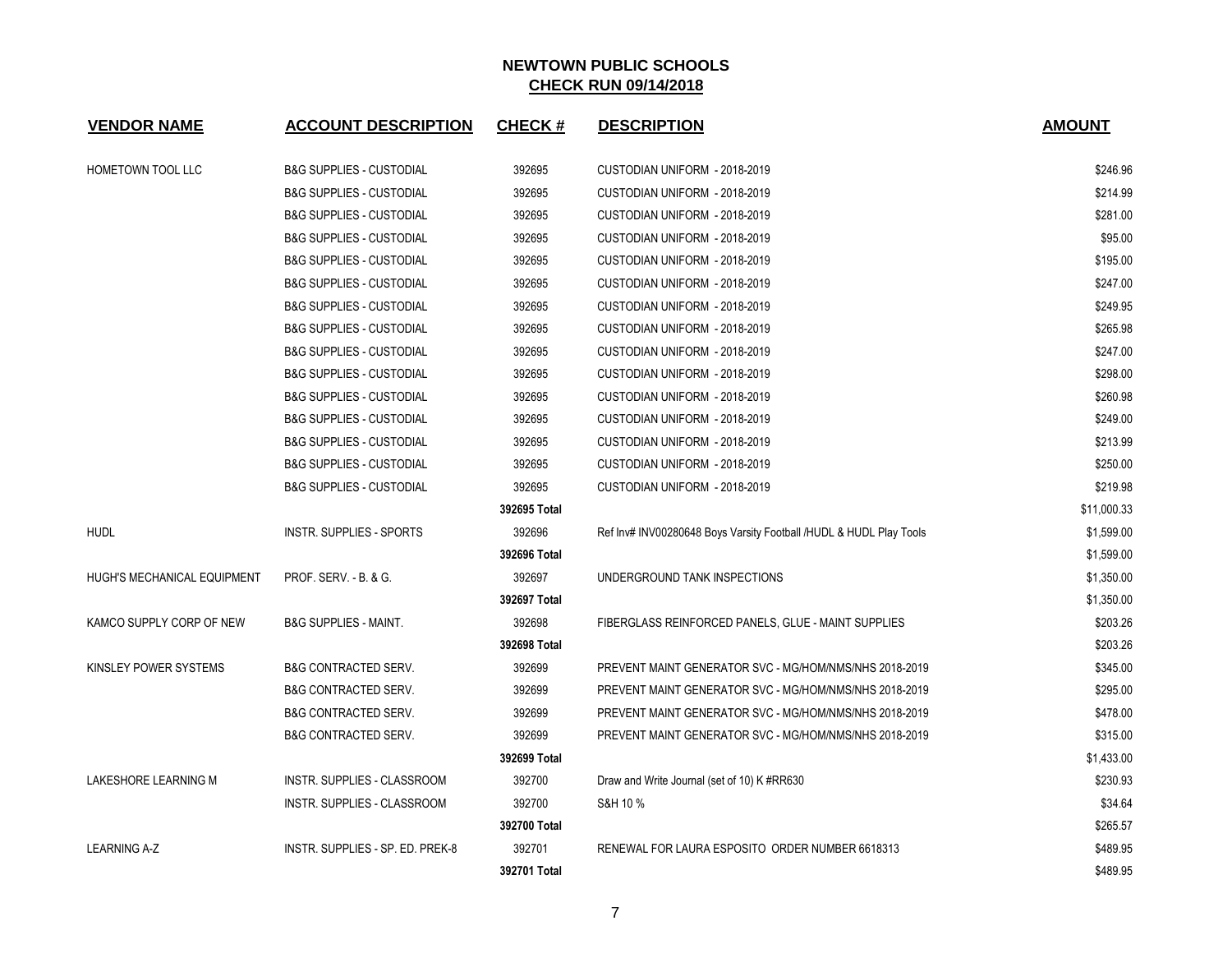# NEWTOWN PUBLIC SCHOOLS
## CHECK RUN 09/14/2018

| VENDOR NAME | ACCOUNT DESCRIPTION | CHECK # | DESCRIPTION | AMOUNT |
|---|---|---|---|---|
| HOMETOWN TOOL LLC | B&G SUPPLIES - CUSTODIAL | 392695 | CUSTODIAN UNIFORM - 2018-2019 | $246.96 |
| | B&G SUPPLIES - CUSTODIAL | 392695 | CUSTODIAN UNIFORM - 2018-2019 | $214.99 |
| | B&G SUPPLIES - CUSTODIAL | 392695 | CUSTODIAN UNIFORM - 2018-2019 | $281.00 |
| | B&G SUPPLIES - CUSTODIAL | 392695 | CUSTODIAN UNIFORM - 2018-2019 | $95.00 |
| | B&G SUPPLIES - CUSTODIAL | 392695 | CUSTODIAN UNIFORM - 2018-2019 | $195.00 |
| | B&G SUPPLIES - CUSTODIAL | 392695 | CUSTODIAN UNIFORM - 2018-2019 | $247.00 |
| | B&G SUPPLIES - CUSTODIAL | 392695 | CUSTODIAN UNIFORM - 2018-2019 | $249.95 |
| | B&G SUPPLIES - CUSTODIAL | 392695 | CUSTODIAN UNIFORM - 2018-2019 | $265.98 |
| | B&G SUPPLIES - CUSTODIAL | 392695 | CUSTODIAN UNIFORM - 2018-2019 | $247.00 |
| | B&G SUPPLIES - CUSTODIAL | 392695 | CUSTODIAN UNIFORM - 2018-2019 | $298.00 |
| | B&G SUPPLIES - CUSTODIAL | 392695 | CUSTODIAN UNIFORM - 2018-2019 | $260.98 |
| | B&G SUPPLIES - CUSTODIAL | 392695 | CUSTODIAN UNIFORM - 2018-2019 | $249.00 |
| | B&G SUPPLIES - CUSTODIAL | 392695 | CUSTODIAN UNIFORM - 2018-2019 | $213.99 |
| | B&G SUPPLIES - CUSTODIAL | 392695 | CUSTODIAN UNIFORM - 2018-2019 | $250.00 |
| | B&G SUPPLIES - CUSTODIAL | 392695 | CUSTODIAN UNIFORM - 2018-2019 | $219.98 |
| | | **392695 Total** | | $11,000.33 |
| HUDL | INSTR. SUPPLIES - SPORTS | 392696 | Ref Inv# INV00280648 Boys Varsity Football /HUDL & HUDL Play Tools | $1,599.00 |
| | | **392696 Total** | | $1,599.00 |
| HUGH'S MECHANICAL EQUIPMENT | PROF. SERV. - B. & G. | 392697 | UNDERGROUND TANK INSPECTIONS | $1,350.00 |
| | | **392697 Total** | | $1,350.00 |
| KAMCO SUPPLY CORP OF NEW | B&G SUPPLIES - MAINT. | 392698 | FIBERGLASS REINFORCED PANELS, GLUE - MAINT SUPPLIES | $203.26 |
| | | **392698 Total** | | $203.26 |
| KINSLEY POWER SYSTEMS | B&G CONTRACTED SERV. | 392699 | PREVENT MAINT GENERATOR SVC - MG/HOM/NMS/NHS 2018-2019 | $345.00 |
| | B&G CONTRACTED SERV. | 392699 | PREVENT MAINT GENERATOR SVC - MG/HOM/NMS/NHS 2018-2019 | $295.00 |
| | B&G CONTRACTED SERV. | 392699 | PREVENT MAINT GENERATOR SVC - MG/HOM/NMS/NHS 2018-2019 | $478.00 |
| | B&G CONTRACTED SERV. | 392699 | PREVENT MAINT GENERATOR SVC - MG/HOM/NMS/NHS 2018-2019 | $315.00 |
| | | **392699 Total** | | $1,433.00 |
| LAKESHORE LEARNING M | INSTR. SUPPLIES - CLASSROOM | 392700 | Draw and Write Journal (set of 10) K #RR630 | $230.93 |
| | INSTR. SUPPLIES - CLASSROOM | 392700 | S&H 10 % | $34.64 |
| | | **392700 Total** | | $265.57 |
| LEARNING A-Z | INSTR. SUPPLIES - SP. ED. PREK-8 | 392701 | RENEWAL FOR LAURA ESPOSITO ORDER NUMBER 6618313 | $489.95 |
| | | **392701 Total** | | $489.95 |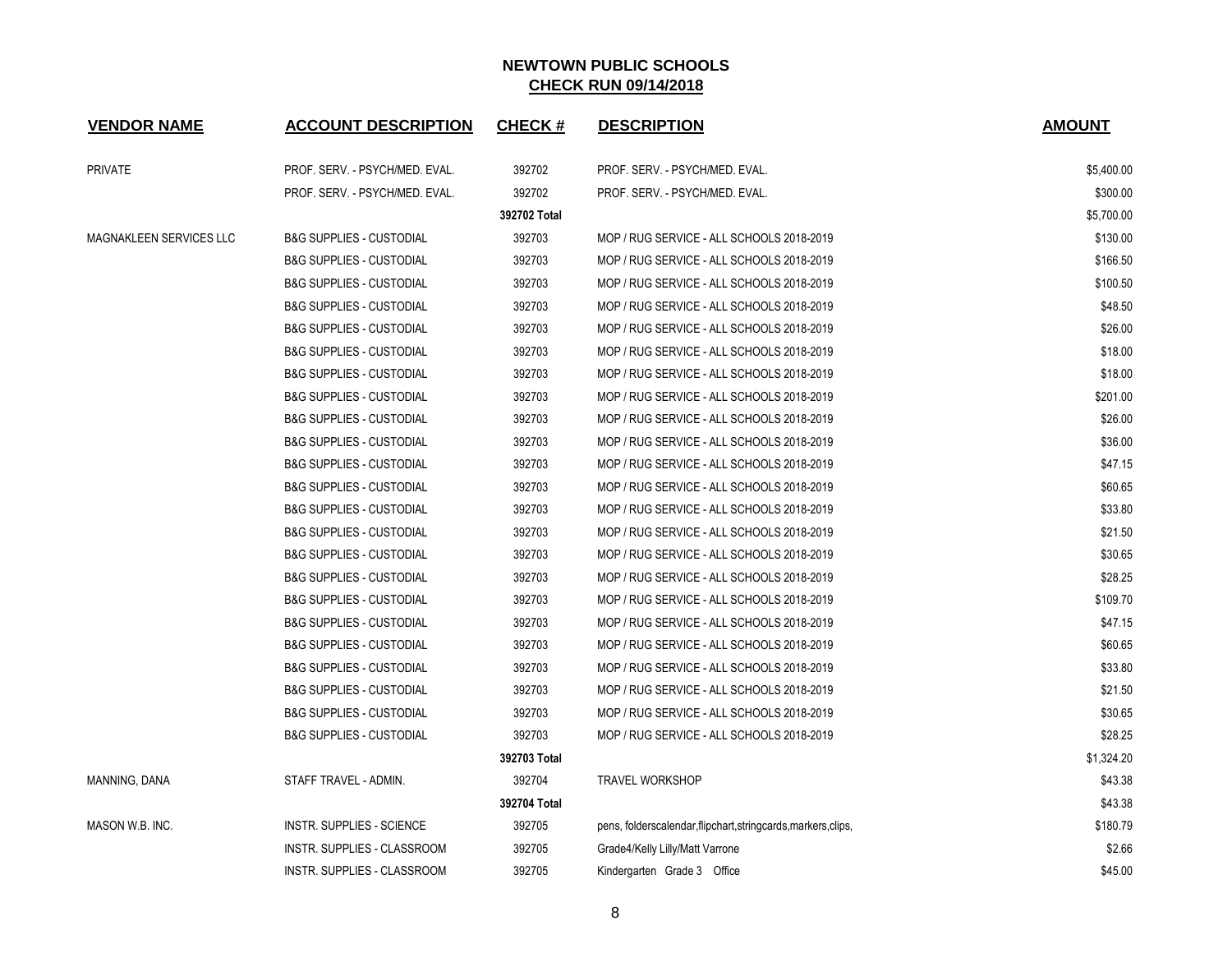# NEWTOWN PUBLIC SCHOOLS
## CHECK RUN 09/14/2018

| VENDOR NAME | ACCOUNT DESCRIPTION | CHECK # | DESCRIPTION | AMOUNT |
|---|---|---|---|---|
| PRIVATE | PROF. SERV. - PSYCH/MED. EVAL. | 392702 | PROF. SERV. - PSYCH/MED. EVAL. | $5,400.00 |
| | PROF. SERV. - PSYCH/MED. EVAL. | 392702 | PROF. SERV. - PSYCH/MED. EVAL. | $300.00 |
| | | **392702 Total** | | $5,700.00 |
| MAGNAKLEEN SERVICES LLC | B&G SUPPLIES - CUSTODIAL | 392703 | MOP / RUG SERVICE - ALL SCHOOLS 2018-2019 | $130.00 |
| | B&G SUPPLIES - CUSTODIAL | 392703 | MOP / RUG SERVICE - ALL SCHOOLS 2018-2019 | $166.50 |
| | B&G SUPPLIES - CUSTODIAL | 392703 | MOP / RUG SERVICE - ALL SCHOOLS 2018-2019 | $100.50 |
| | B&G SUPPLIES - CUSTODIAL | 392703 | MOP / RUG SERVICE - ALL SCHOOLS 2018-2019 | $48.50 |
| | B&G SUPPLIES - CUSTODIAL | 392703 | MOP / RUG SERVICE - ALL SCHOOLS 2018-2019 | $26.00 |
| | B&G SUPPLIES - CUSTODIAL | 392703 | MOP / RUG SERVICE - ALL SCHOOLS 2018-2019 | $18.00 |
| | B&G SUPPLIES - CUSTODIAL | 392703 | MOP / RUG SERVICE - ALL SCHOOLS 2018-2019 | $18.00 |
| | B&G SUPPLIES - CUSTODIAL | 392703 | MOP / RUG SERVICE - ALL SCHOOLS 2018-2019 | $201.00 |
| | B&G SUPPLIES - CUSTODIAL | 392703 | MOP / RUG SERVICE - ALL SCHOOLS 2018-2019 | $26.00 |
| | B&G SUPPLIES - CUSTODIAL | 392703 | MOP / RUG SERVICE - ALL SCHOOLS 2018-2019 | $36.00 |
| | B&G SUPPLIES - CUSTODIAL | 392703 | MOP / RUG SERVICE - ALL SCHOOLS 2018-2019 | $47.15 |
| | B&G SUPPLIES - CUSTODIAL | 392703 | MOP / RUG SERVICE - ALL SCHOOLS 2018-2019 | $60.65 |
| | B&G SUPPLIES - CUSTODIAL | 392703 | MOP / RUG SERVICE - ALL SCHOOLS 2018-2019 | $33.80 |
| | B&G SUPPLIES - CUSTODIAL | 392703 | MOP / RUG SERVICE - ALL SCHOOLS 2018-2019 | $21.50 |
| | B&G SUPPLIES - CUSTODIAL | 392703 | MOP / RUG SERVICE - ALL SCHOOLS 2018-2019 | $30.65 |
| | B&G SUPPLIES - CUSTODIAL | 392703 | MOP / RUG SERVICE - ALL SCHOOLS 2018-2019 | $28.25 |
| | B&G SUPPLIES - CUSTODIAL | 392703 | MOP / RUG SERVICE - ALL SCHOOLS 2018-2019 | $109.70 |
| | B&G SUPPLIES - CUSTODIAL | 392703 | MOP / RUG SERVICE - ALL SCHOOLS 2018-2019 | $47.15 |
| | B&G SUPPLIES - CUSTODIAL | 392703 | MOP / RUG SERVICE - ALL SCHOOLS 2018-2019 | $60.65 |
| | B&G SUPPLIES - CUSTODIAL | 392703 | MOP / RUG SERVICE - ALL SCHOOLS 2018-2019 | $33.80 |
| | B&G SUPPLIES - CUSTODIAL | 392703 | MOP / RUG SERVICE - ALL SCHOOLS 2018-2019 | $21.50 |
| | B&G SUPPLIES - CUSTODIAL | 392703 | MOP / RUG SERVICE - ALL SCHOOLS 2018-2019 | $30.65 |
| | B&G SUPPLIES - CUSTODIAL | 392703 | MOP / RUG SERVICE - ALL SCHOOLS 2018-2019 | $28.25 |
| | | **392703 Total** | | $1,324.20 |
| MANNING, DANA | STAFF TRAVEL - ADMIN. | 392704 | TRAVEL WORKSHOP | $43.38 |
| | | **392704 Total** | | $43.38 |
| MASON W.B. INC. | INSTR. SUPPLIES - SCIENCE | 392705 | pens, folderscalendar,flipchart,stringcards,markers,clips, | $180.79 |
| | INSTR. SUPPLIES - CLASSROOM | 392705 | Grade4/Kelly Lilly/Matt Varrone | $2.66 |
| | INSTR. SUPPLIES - CLASSROOM | 392705 | Kindergarten Grade 3 Office | $45.00 |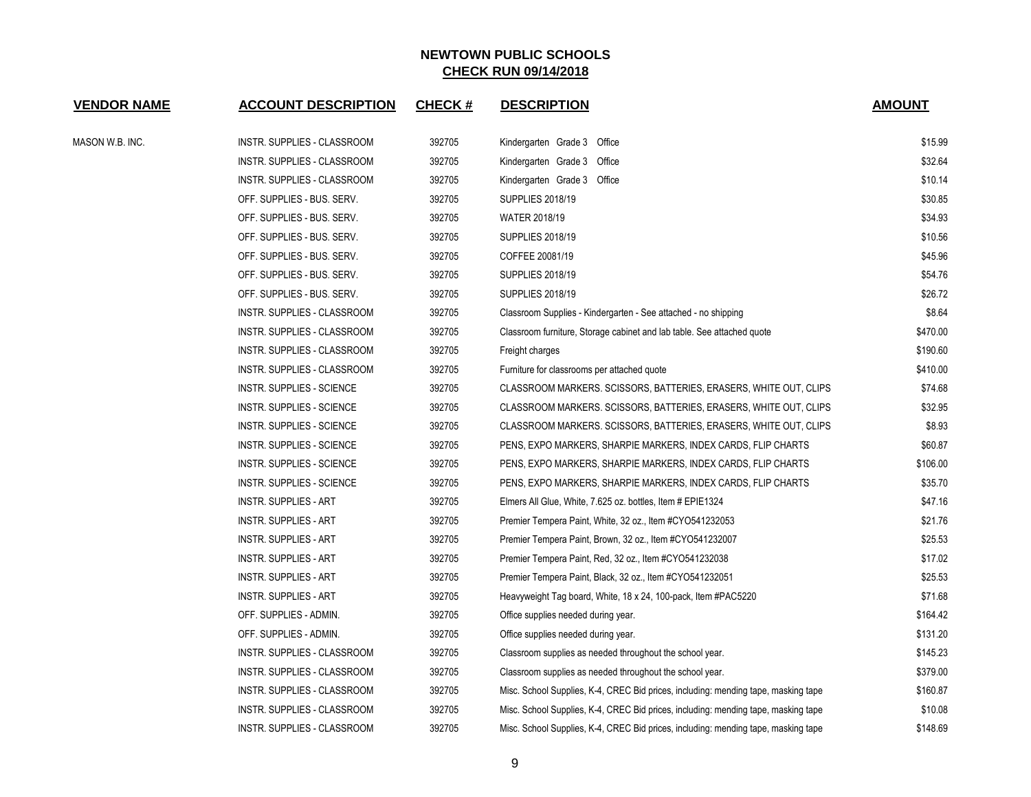**NEWTOWN PUBLIC SCHOOLS**
**CHECK RUN 09/14/2018**

| VENDOR NAME | ACCOUNT DESCRIPTION | CHECK # | DESCRIPTION | AMOUNT |
|---|---|---|---|---|
| MASON W.B. INC. | INSTR. SUPPLIES - CLASSROOM | 392705 | Kindergarten Grade 3 Office | $15.99 |
| | INSTR. SUPPLIES - CLASSROOM | 392705 | Kindergarten Grade 3 Office | $32.64 |
| | INSTR. SUPPLIES - CLASSROOM | 392705 | Kindergarten Grade 3 Office | $10.14 |
| | OFF. SUPPLIES - BUS. SERV. | 392705 | SUPPLIES 2018/19 | $30.85 |
| | OFF. SUPPLIES - BUS. SERV. | 392705 | WATER 2018/19 | $34.93 |
| | OFF. SUPPLIES - BUS. SERV. | 392705 | SUPPLIES 2018/19 | $10.56 |
| | OFF. SUPPLIES - BUS. SERV. | 392705 | COFFEE 20081/19 | $45.96 |
| | OFF. SUPPLIES - BUS. SERV. | 392705 | SUPPLIES 2018/19 | $54.76 |
| | OFF. SUPPLIES - BUS. SERV. | 392705 | SUPPLIES 2018/19 | $26.72 |
| | INSTR. SUPPLIES - CLASSROOM | 392705 | Classroom Supplies - Kindergarten - See attached - no shipping | $8.64 |
| | INSTR. SUPPLIES - CLASSROOM | 392705 | Classroom furniture, Storage cabinet and lab table. See attached quote | $470.00 |
| | INSTR. SUPPLIES - CLASSROOM | 392705 | Freight charges | $190.60 |
| | INSTR. SUPPLIES - CLASSROOM | 392705 | Furniture for classrooms per attached quote | $410.00 |
| | INSTR. SUPPLIES - SCIENCE | 392705 | CLASSROOM MARKERS. SCISSORS, BATTERIES, ERASERS, WHITE OUT, CLIPS | $74.68 |
| | INSTR. SUPPLIES - SCIENCE | 392705 | CLASSROOM MARKERS. SCISSORS, BATTERIES, ERASERS, WHITE OUT, CLIPS | $32.95 |
| | INSTR. SUPPLIES - SCIENCE | 392705 | CLASSROOM MARKERS. SCISSORS, BATTERIES, ERASERS, WHITE OUT, CLIPS | $8.93 |
| | INSTR. SUPPLIES - SCIENCE | 392705 | PENS, EXPO MARKERS, SHARPIE MARKERS, INDEX CARDS, FLIP CHARTS | $60.87 |
| | INSTR. SUPPLIES - SCIENCE | 392705 | PENS, EXPO MARKERS, SHARPIE MARKERS, INDEX CARDS, FLIP CHARTS | $106.00 |
| | INSTR. SUPPLIES - SCIENCE | 392705 | PENS, EXPO MARKERS, SHARPIE MARKERS, INDEX CARDS, FLIP CHARTS | $35.70 |
| | INSTR. SUPPLIES - ART | 392705 | Elmers All Glue, White, 7.625 oz. bottles, Item # EPIE1324 | $47.16 |
| | INSTR. SUPPLIES - ART | 392705 | Premier Tempera Paint, White, 32 oz., Item #CYO541232053 | $21.76 |
| | INSTR. SUPPLIES - ART | 392705 | Premier Tempera Paint, Brown, 32 oz., Item #CYO541232007 | $25.53 |
| | INSTR. SUPPLIES - ART | 392705 | Premier Tempera Paint, Red, 32 oz., Item #CYO541232038 | $17.02 |
| | INSTR. SUPPLIES - ART | 392705 | Premier Tempera Paint, Black, 32 oz., Item #CYO541232051 | $25.53 |
| | INSTR. SUPPLIES - ART | 392705 | Heavyweight Tag board, White, 18 x 24, 100-pack, Item #PAC5220 | $71.68 |
| | OFF. SUPPLIES - ADMIN. | 392705 | Office supplies needed during year. | $164.42 |
| | OFF. SUPPLIES - ADMIN. | 392705 | Office supplies needed during year. | $131.20 |
| | INSTR. SUPPLIES - CLASSROOM | 392705 | Classroom supplies as needed throughout the school year. | $145.23 |
| | INSTR. SUPPLIES - CLASSROOM | 392705 | Classroom supplies as needed throughout the school year. | $379.00 |
| | INSTR. SUPPLIES - CLASSROOM | 392705 | Misc. School Supplies, K-4, CREC Bid prices, including: mending tape, masking tape | $160.87 |
| | INSTR. SUPPLIES - CLASSROOM | 392705 | Misc. School Supplies, K-4, CREC Bid prices, including: mending tape, masking tape | $10.08 |
| | INSTR. SUPPLIES - CLASSROOM | 392705 | Misc. School Supplies, K-4, CREC Bid prices, including: mending tape, masking tape | $148.69 |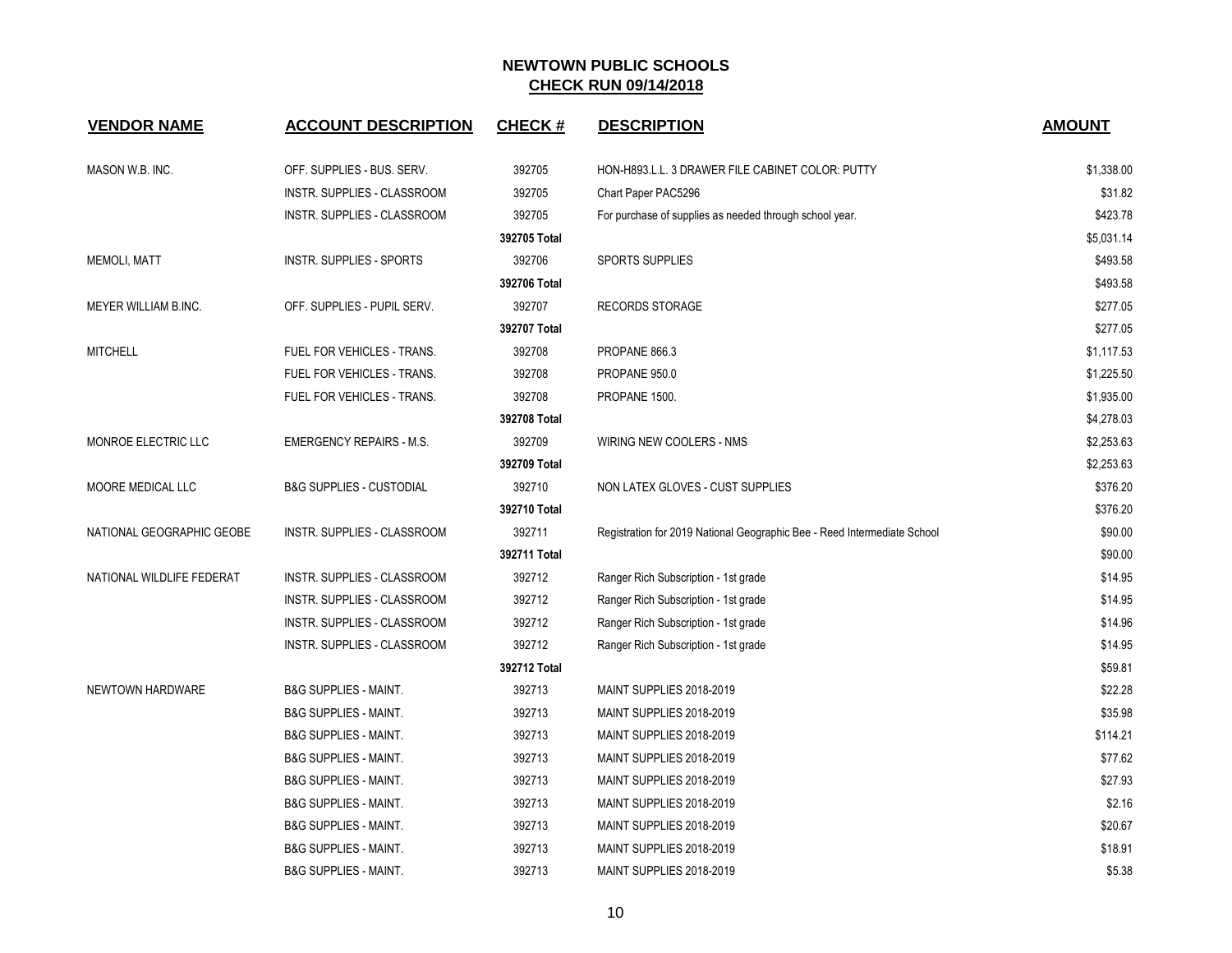# NEWTOWN PUBLIC SCHOOLS
## CHECK RUN 09/14/2018

| VENDOR NAME | ACCOUNT DESCRIPTION | CHECK # | DESCRIPTION | AMOUNT |
|---|---|---|---|---|
| MASON W.B. INC. | OFF. SUPPLIES - BUS. SERV. | 392705 | HON-H893.L.L. 3 DRAWER FILE CABINET COLOR: PUTTY | $1,338.00 |
| | INSTR. SUPPLIES - CLASSROOM | 392705 | Chart Paper PAC5296 | $31.82 |
| | INSTR. SUPPLIES - CLASSROOM | 392705 | For purchase of supplies as needed through school year. | $423.78 |
| | | **392705 Total** | | $5,031.14 |
| MEMOLI, MATT | INSTR. SUPPLIES - SPORTS | 392706 | SPORTS SUPPLIES | $493.58 |
| | | **392706 Total** | | $493.58 |
| MEYER WILLIAM B.INC. | OFF. SUPPLIES - PUPIL SERV. | 392707 | RECORDS STORAGE | $277.05 |
| | | **392707 Total** | | $277.05 |
| MITCHELL | FUEL FOR VEHICLES - TRANS. | 392708 | PROPANE 866.3 | $1,117.53 |
| | FUEL FOR VEHICLES - TRANS. | 392708 | PROPANE 950.0 | $1,225.50 |
| | FUEL FOR VEHICLES - TRANS. | 392708 | PROPANE 1500. | $1,935.00 |
| | | **392708 Total** | | $4,278.03 |
| MONROE ELECTRIC LLC | EMERGENCY REPAIRS - M.S. | 392709 | WIRING NEW COOLERS - NMS | $2,253.63 |
| | | **392709 Total** | | $2,253.63 |
| MOORE MEDICAL LLC | B&G SUPPLIES - CUSTODIAL | 392710 | NON LATEX GLOVES - CUST SUPPLIES | $376.20 |
| | | **392710 Total** | | $376.20 |
| NATIONAL GEOGRAPHIC GEOBE | INSTR. SUPPLIES - CLASSROOM | 392711 | Registration for 2019 National Geographic Bee - Reed Intermediate School | $90.00 |
| | | **392711 Total** | | $90.00 |
| NATIONAL WILDLIFE FEDERAT | INSTR. SUPPLIES - CLASSROOM | 392712 | Ranger Rich Subscription - 1st grade | $14.95 |
| | INSTR. SUPPLIES - CLASSROOM | 392712 | Ranger Rich Subscription - 1st grade | $14.95 |
| | INSTR. SUPPLIES - CLASSROOM | 392712 | Ranger Rich Subscription - 1st grade | $14.96 |
| | INSTR. SUPPLIES - CLASSROOM | 392712 | Ranger Rich Subscription - 1st grade | $14.95 |
| | | **392712 Total** | | $59.81 |
| NEWTOWN HARDWARE | B&G SUPPLIES - MAINT. | 392713 | MAINT SUPPLIES 2018-2019 | $22.28 |
| | B&G SUPPLIES - MAINT. | 392713 | MAINT SUPPLIES 2018-2019 | $35.98 |
| | B&G SUPPLIES - MAINT. | 392713 | MAINT SUPPLIES 2018-2019 | $114.21 |
| | B&G SUPPLIES - MAINT. | 392713 | MAINT SUPPLIES 2018-2019 | $77.62 |
| | B&G SUPPLIES - MAINT. | 392713 | MAINT SUPPLIES 2018-2019 | $27.93 |
| | B&G SUPPLIES - MAINT. | 392713 | MAINT SUPPLIES 2018-2019 | $2.16 |
| | B&G SUPPLIES - MAINT. | 392713 | MAINT SUPPLIES 2018-2019 | $20.67 |
| | B&G SUPPLIES - MAINT. | 392713 | MAINT SUPPLIES 2018-2019 | $18.91 |
| | B&G SUPPLIES - MAINT. | 392713 | MAINT SUPPLIES 2018-2019 | $5.38 |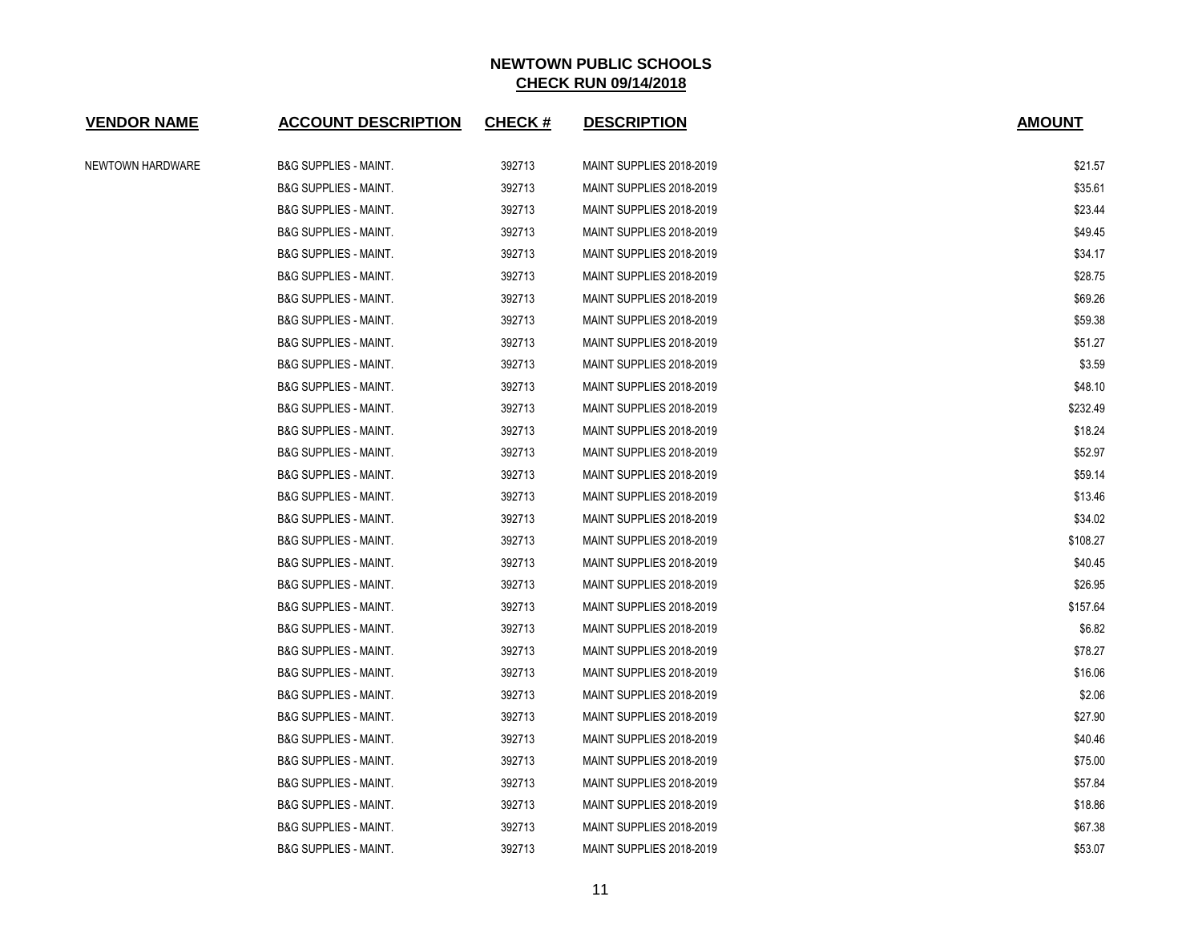**NEWTOWN PUBLIC SCHOOLS**
**CHECK RUN 09/14/2018**

| VENDOR NAME | ACCOUNT DESCRIPTION | CHECK # | DESCRIPTION | AMOUNT |
|---|---|---|---|---|
| NEWTOWN HARDWARE | B&G SUPPLIES - MAINT. | 392713 | MAINT SUPPLIES 2018-2019 | $21.57 |
| | B&G SUPPLIES - MAINT. | 392713 | MAINT SUPPLIES 2018-2019 | $35.61 |
| | B&G SUPPLIES - MAINT. | 392713 | MAINT SUPPLIES 2018-2019 | $23.44 |
| | B&G SUPPLIES - MAINT. | 392713 | MAINT SUPPLIES 2018-2019 | $49.45 |
| | B&G SUPPLIES - MAINT. | 392713 | MAINT SUPPLIES 2018-2019 | $34.17 |
| | B&G SUPPLIES - MAINT. | 392713 | MAINT SUPPLIES 2018-2019 | $28.75 |
| | B&G SUPPLIES - MAINT. | 392713 | MAINT SUPPLIES 2018-2019 | $69.26 |
| | B&G SUPPLIES - MAINT. | 392713 | MAINT SUPPLIES 2018-2019 | $59.38 |
| | B&G SUPPLIES - MAINT. | 392713 | MAINT SUPPLIES 2018-2019 | $51.27 |
| | B&G SUPPLIES - MAINT. | 392713 | MAINT SUPPLIES 2018-2019 | $3.59 |
| | B&G SUPPLIES - MAINT. | 392713 | MAINT SUPPLIES 2018-2019 | $48.10 |
| | B&G SUPPLIES - MAINT. | 392713 | MAINT SUPPLIES 2018-2019 | $232.49 |
| | B&G SUPPLIES - MAINT. | 392713 | MAINT SUPPLIES 2018-2019 | $18.24 |
| | B&G SUPPLIES - MAINT. | 392713 | MAINT SUPPLIES 2018-2019 | $52.97 |
| | B&G SUPPLIES - MAINT. | 392713 | MAINT SUPPLIES 2018-2019 | $59.14 |
| | B&G SUPPLIES - MAINT. | 392713 | MAINT SUPPLIES 2018-2019 | $13.46 |
| | B&G SUPPLIES - MAINT. | 392713 | MAINT SUPPLIES 2018-2019 | $34.02 |
| | B&G SUPPLIES - MAINT. | 392713 | MAINT SUPPLIES 2018-2019 | $108.27 |
| | B&G SUPPLIES - MAINT. | 392713 | MAINT SUPPLIES 2018-2019 | $40.45 |
| | B&G SUPPLIES - MAINT. | 392713 | MAINT SUPPLIES 2018-2019 | $26.95 |
| | B&G SUPPLIES - MAINT. | 392713 | MAINT SUPPLIES 2018-2019 | $157.64 |
| | B&G SUPPLIES - MAINT. | 392713 | MAINT SUPPLIES 2018-2019 | $6.82 |
| | B&G SUPPLIES - MAINT. | 392713 | MAINT SUPPLIES 2018-2019 | $78.27 |
| | B&G SUPPLIES - MAINT. | 392713 | MAINT SUPPLIES 2018-2019 | $16.06 |
| | B&G SUPPLIES - MAINT. | 392713 | MAINT SUPPLIES 2018-2019 | $2.06 |
| | B&G SUPPLIES - MAINT. | 392713 | MAINT SUPPLIES 2018-2019 | $27.90 |
| | B&G SUPPLIES - MAINT. | 392713 | MAINT SUPPLIES 2018-2019 | $40.46 |
| | B&G SUPPLIES - MAINT. | 392713 | MAINT SUPPLIES 2018-2019 | $75.00 |
| | B&G SUPPLIES - MAINT. | 392713 | MAINT SUPPLIES 2018-2019 | $57.84 |
| | B&G SUPPLIES - MAINT. | 392713 | MAINT SUPPLIES 2018-2019 | $18.86 |
| | B&G SUPPLIES - MAINT. | 392713 | MAINT SUPPLIES 2018-2019 | $67.38 |
| | B&G SUPPLIES - MAINT. | 392713 | MAINT SUPPLIES 2018-2019 | $53.07 |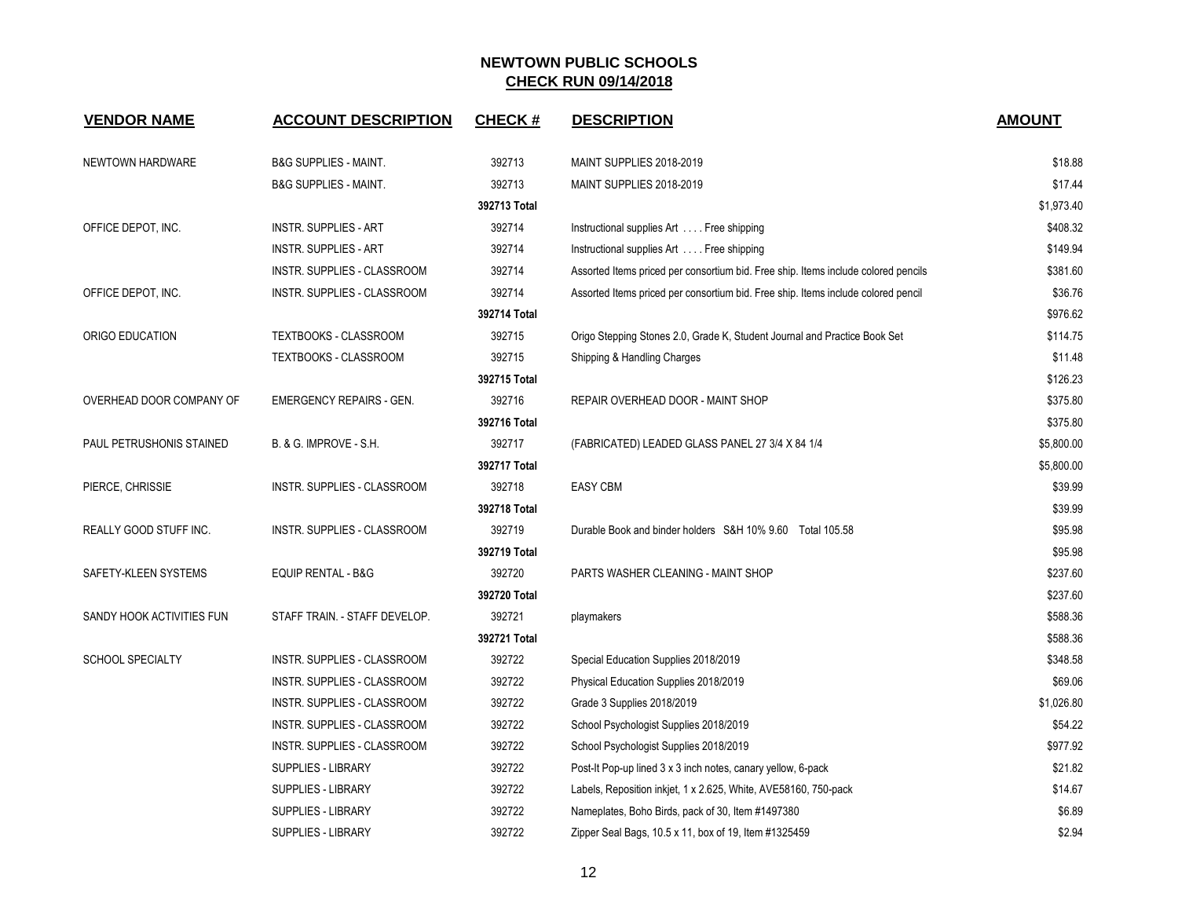**NEWTOWN PUBLIC SCHOOLS**
**CHECK RUN 09/14/2018**

| VENDOR NAME | ACCOUNT DESCRIPTION | CHECK # | DESCRIPTION | AMOUNT |
|---|---|---|---|---|
| NEWTOWN HARDWARE | B&G SUPPLIES - MAINT. | 392713 | MAINT SUPPLIES 2018-2019 | $18.88 |
| | B&G SUPPLIES - MAINT. | 392713 | MAINT SUPPLIES 2018-2019 | $17.44 |
| | | 392713 Total | | $1,973.40 |
| OFFICE DEPOT, INC. | INSTR. SUPPLIES - ART | 392714 | Instructional supplies Art . . . . Free shipping | $408.32 |
| | INSTR. SUPPLIES - ART | 392714 | Instructional supplies Art . . . . Free shipping | $149.94 |
| | INSTR. SUPPLIES - CLASSROOM | 392714 | Assorted Items priced per consortium bid. Free ship. Items include colored pencils | $381.60 |
| OFFICE DEPOT, INC. | INSTR. SUPPLIES - CLASSROOM | 392714 | Assorted Items priced per consortium bid. Free ship. Items include colored pencil | $36.76 |
| | | 392714 Total | | $976.62 |
| ORIGO EDUCATION | TEXTBOOKS - CLASSROOM | 392715 | Origo Stepping Stones 2.0, Grade K, Student Journal and Practice Book Set | $114.75 |
| | TEXTBOOKS - CLASSROOM | 392715 | Shipping & Handling Charges | $11.48 |
| | | 392715 Total | | $126.23 |
| OVERHEAD DOOR COMPANY OF | EMERGENCY REPAIRS - GEN. | 392716 | REPAIR OVERHEAD DOOR - MAINT SHOP | $375.80 |
| | | 392716 Total | | $375.80 |
| PAUL PETRUSHONIS STAINED | B. & G. IMPROVE - S.H. | 392717 | (FABRICATED) LEADED GLASS PANEL 27 3/4 X 84 1/4 | $5,800.00 |
| | | 392717 Total | | $5,800.00 |
| PIERCE, CHRISSIE | INSTR. SUPPLIES - CLASSROOM | 392718 | EASY CBM | $39.99 |
| | | 392718 Total | | $39.99 |
| REALLY GOOD STUFF INC. | INSTR. SUPPLIES - CLASSROOM | 392719 | Durable Book and binder holders S&H 10% 9.60 Total 105.58 | $95.98 |
| | | 392719 Total | | $95.98 |
| SAFETY-KLEEN SYSTEMS | EQUIP RENTAL - B&G | 392720 | PARTS WASHER CLEANING - MAINT SHOP | $237.60 |
| | | 392720 Total | | $237.60 |
| SANDY HOOK ACTIVITIES FUN | STAFF TRAIN. - STAFF DEVELOP. | 392721 | playmakers | $588.36 |
| | | 392721 Total | | $588.36 |
| SCHOOL SPECIALTY | INSTR. SUPPLIES - CLASSROOM | 392722 | Special Education Supplies 2018/2019 | $348.58 |
| | INSTR. SUPPLIES - CLASSROOM | 392722 | Physical Education Supplies 2018/2019 | $69.06 |
| | INSTR. SUPPLIES - CLASSROOM | 392722 | Grade 3 Supplies 2018/2019 | $1,026.80 |
| | INSTR. SUPPLIES - CLASSROOM | 392722 | School Psychologist Supplies 2018/2019 | $54.22 |
| | INSTR. SUPPLIES - CLASSROOM | 392722 | School Psychologist Supplies 2018/2019 | $977.92 |
| | SUPPLIES - LIBRARY | 392722 | Post-It Pop-up lined 3 x 3 inch notes, canary yellow, 6-pack | $21.82 |
| | SUPPLIES - LIBRARY | 392722 | Labels, Reposition inkjet, 1 x 2.625, White, AVE58160, 750-pack | $14.67 |
| | SUPPLIES - LIBRARY | 392722 | Nameplates, Boho Birds, pack of 30, Item #1497380 | $6.89 |
| | SUPPLIES - LIBRARY | 392722 | Zipper Seal Bags, 10.5 x 11, box of 19, Item #1325459 | $2.94 |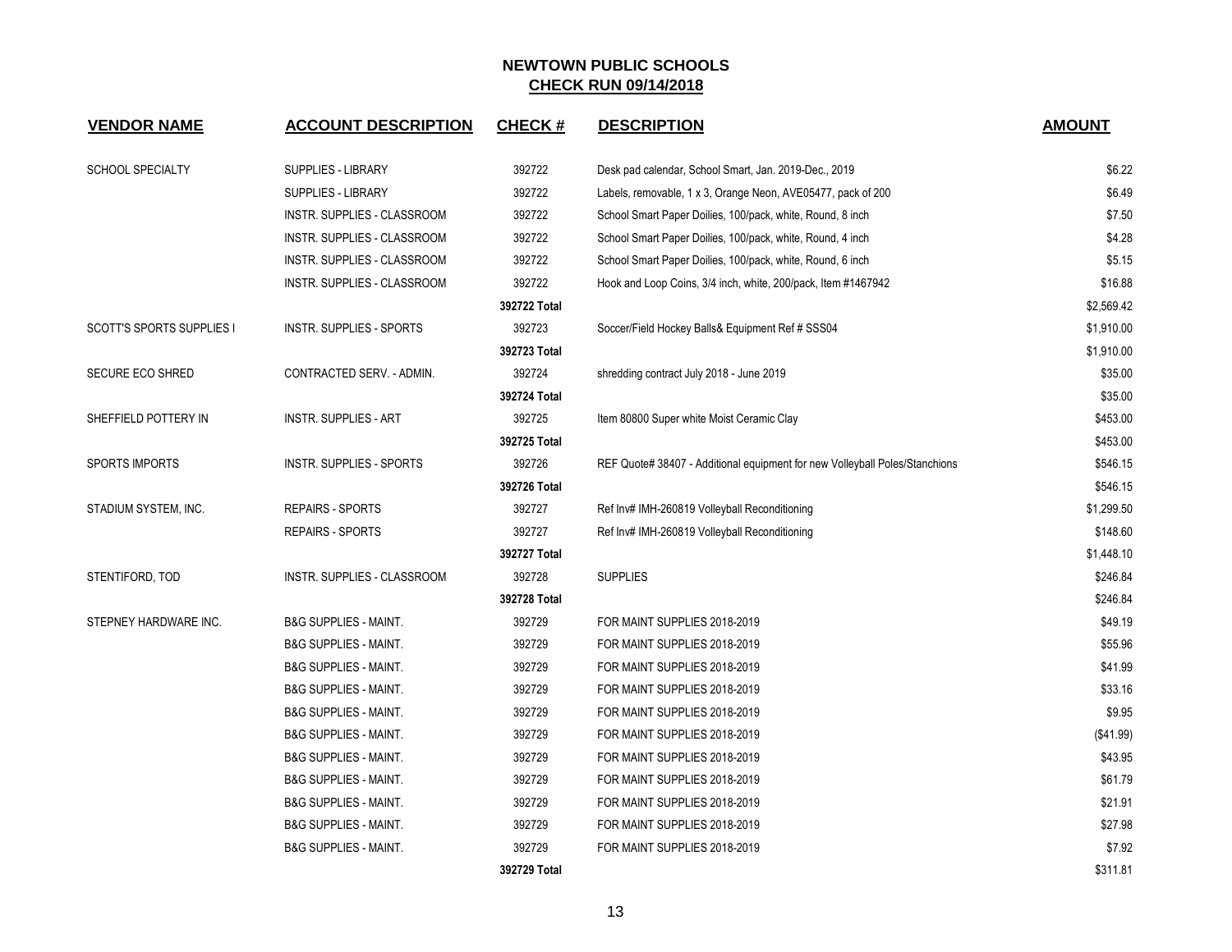# NEWTOWN PUBLIC SCHOOLS

## CHECK RUN 09/14/2018

| VENDOR NAME | ACCOUNT DESCRIPTION | CHECK # | DESCRIPTION | AMOUNT |
|---|---|---|---|---|
| SCHOOL SPECIALTY | SUPPLIES - LIBRARY | 392722 | Desk pad calendar, School Smart, Jan. 2019-Dec., 2019 | $6.22 |
| | SUPPLIES - LIBRARY | 392722 | Labels, removable, 1 x 3, Orange Neon, AVE05477, pack of 200 | $6.49 |
| | INSTR. SUPPLIES - CLASSROOM | 392722 | School Smart Paper Doilies, 100/pack, white, Round, 8 inch | $7.50 |
| | INSTR. SUPPLIES - CLASSROOM | 392722 | School Smart Paper Doilies, 100/pack, white, Round, 4 inch | $4.28 |
| | INSTR. SUPPLIES - CLASSROOM | 392722 | School Smart Paper Doilies, 100/pack, white, Round, 6 inch | $5.15 |
| | INSTR. SUPPLIES - CLASSROOM | 392722 | Hook and Loop Coins, 3/4 inch, white, 200/pack, Item #1467942 | $16.88 |
| | | **392722 Total** | | $2,569.42 |
| SCOTT'S SPORTS SUPPLIES I | INSTR. SUPPLIES - SPORTS | 392723 | Soccer/Field Hockey Balls& Equipment Ref # SSS04 | $1,910.00 |
| | | **392723 Total** | | $1,910.00 |
| SECURE ECO SHRED | CONTRACTED SERV. - ADMIN. | 392724 | shredding contract July 2018 - June 2019 | $35.00 |
| | | **392724 Total** | | $35.00 |
| SHEFFIELD POTTERY IN | INSTR. SUPPLIES - ART | 392725 | Item 80800 Super white Moist Ceramic Clay | $453.00 |
| | | **392725 Total** | | $453.00 |
| SPORTS IMPORTS | INSTR. SUPPLIES - SPORTS | 392726 | REF Quote# 38407 - Additional equipment for new Volleyball Poles/Stanchions | $546.15 |
| | | **392726 Total** | | $546.15 |
| STADIUM SYSTEM, INC. | REPAIRS - SPORTS | 392727 | Ref Inv# IMH-260819 Volleyball Reconditioning | $1,299.50 |
| | REPAIRS - SPORTS | 392727 | Ref Inv# IMH-260819 Volleyball Reconditioning | $148.60 |
| | | **392727 Total** | | $1,448.10 |
| STENTIFORD, TOD | INSTR. SUPPLIES - CLASSROOM | 392728 | SUPPLIES | $246.84 |
| | | **392728 Total** | | $246.84 |
| STEPNEY HARDWARE INC. | B&G SUPPLIES - MAINT. | 392729 | FOR MAINT SUPPLIES 2018-2019 | $49.19 |
| | B&G SUPPLIES - MAINT. | 392729 | FOR MAINT SUPPLIES 2018-2019 | $55.96 |
| | B&G SUPPLIES - MAINT. | 392729 | FOR MAINT SUPPLIES 2018-2019 | $41.99 |
| | B&G SUPPLIES - MAINT. | 392729 | FOR MAINT SUPPLIES 2018-2019 | $33.16 |
| | B&G SUPPLIES - MAINT. | 392729 | FOR MAINT SUPPLIES 2018-2019 | $9.95 |
| | B&G SUPPLIES - MAINT. | 392729 | FOR MAINT SUPPLIES 2018-2019 | ($41.99) |
| | B&G SUPPLIES - MAINT. | 392729 | FOR MAINT SUPPLIES 2018-2019 | $43.95 |
| | B&G SUPPLIES - MAINT. | 392729 | FOR MAINT SUPPLIES 2018-2019 | $61.79 |
| | B&G SUPPLIES - MAINT. | 392729 | FOR MAINT SUPPLIES 2018-2019 | $21.91 |
| | B&G SUPPLIES - MAINT. | 392729 | FOR MAINT SUPPLIES 2018-2019 | $27.98 |
| | B&G SUPPLIES - MAINT. | 392729 | FOR MAINT SUPPLIES 2018-2019 | $7.92 |
| | | **392729 Total** | | $311.81 |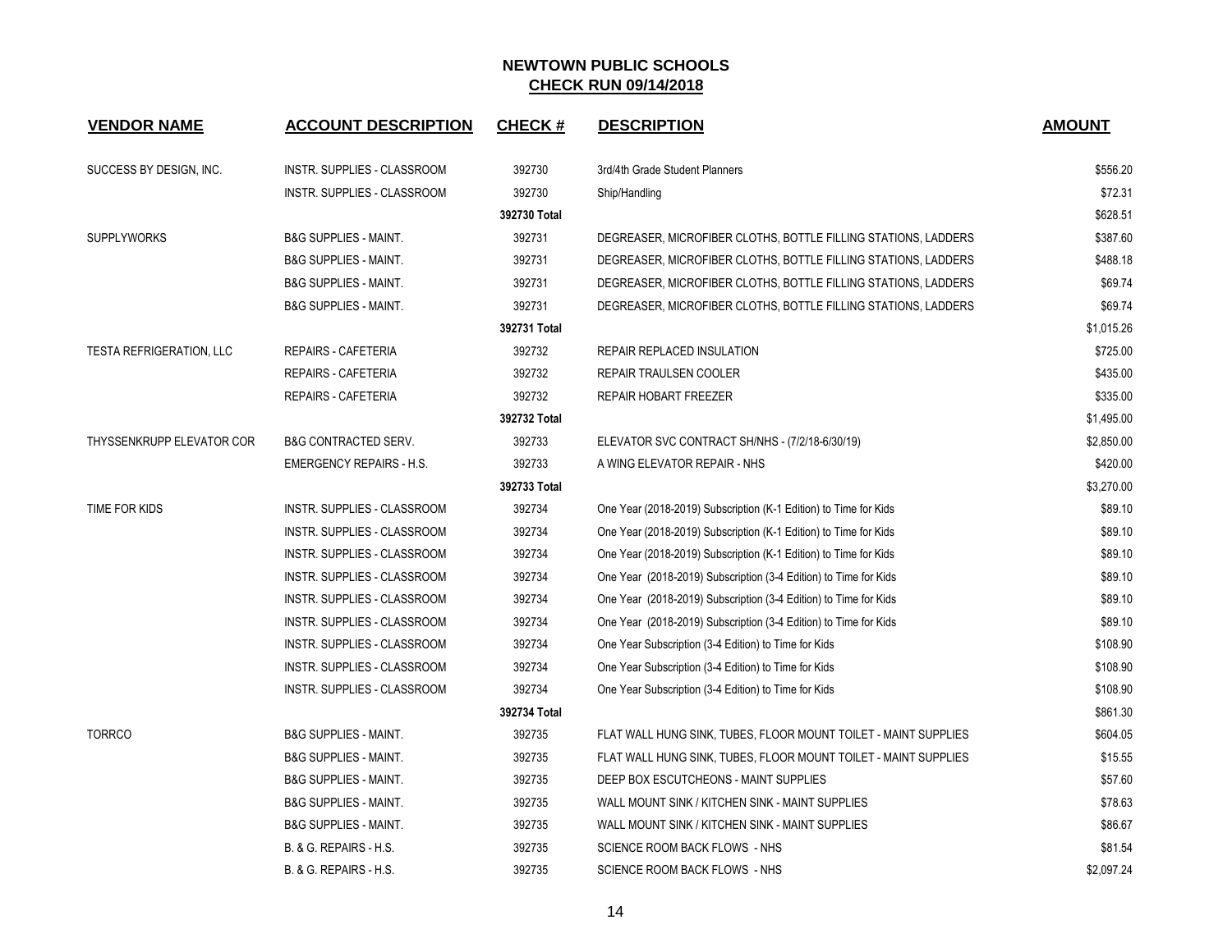# NEWTOWN PUBLIC SCHOOLS

## CHECK RUN 09/14/2018

| VENDOR NAME | ACCOUNT DESCRIPTION | CHECK # | DESCRIPTION | AMOUNT |
|---|---|---|---|---|
| SUCCESS BY DESIGN, INC. | INSTR. SUPPLIES - CLASSROOM | 392730 | 3rd/4th Grade Student Planners | $556.20 |
| | INSTR. SUPPLIES - CLASSROOM | 392730 | Ship/Handling | $72.31 |
| | | 392730 Total | | $628.51 |
| SUPPLYWORKS | B&G SUPPLIES - MAINT. | 392731 | DEGREASER, MICROFIBER CLOTHS, BOTTLE FILLING STATIONS, LADDERS | $387.60 |
| | B&G SUPPLIES - MAINT. | 392731 | DEGREASER, MICROFIBER CLOTHS, BOTTLE FILLING STATIONS, LADDERS | $488.18 |
| | B&G SUPPLIES - MAINT. | 392731 | DEGREASER, MICROFIBER CLOTHS, BOTTLE FILLING STATIONS, LADDERS | $69.74 |
| | B&G SUPPLIES - MAINT. | 392731 | DEGREASER, MICROFIBER CLOTHS, BOTTLE FILLING STATIONS, LADDERS | $69.74 |
| | | 392731 Total | | $1,015.26 |
| TESTA REFRIGERATION, LLC | REPAIRS - CAFETERIA | 392732 | REPAIR REPLACED INSULATION | $725.00 |
| | REPAIRS - CAFETERIA | 392732 | REPAIR TRAULSEN COOLER | $435.00 |
| | REPAIRS - CAFETERIA | 392732 | REPAIR HOBART FREEZER | $335.00 |
| | | 392732 Total | | $1,495.00 |
| THYSSENKRUPP ELEVATOR COR | B&G CONTRACTED SERV. | 392733 | ELEVATOR SVC CONTRACT SH/NHS - (7/2/18-6/30/19) | $2,850.00 |
| | EMERGENCY REPAIRS - H.S. | 392733 | A WING ELEVATOR REPAIR - NHS | $420.00 |
| | | 392733 Total | | $3,270.00 |
| TIME FOR KIDS | INSTR. SUPPLIES - CLASSROOM | 392734 | One Year (2018-2019) Subscription (K-1 Edition) to Time for Kids | $89.10 |
| | INSTR. SUPPLIES - CLASSROOM | 392734 | One Year (2018-2019) Subscription (K-1 Edition) to Time for Kids | $89.10 |
| | INSTR. SUPPLIES - CLASSROOM | 392734 | One Year (2018-2019) Subscription (K-1 Edition) to Time for Kids | $89.10 |
| | INSTR. SUPPLIES - CLASSROOM | 392734 | One Year (2018-2019) Subscription (3-4 Edition) to Time for Kids | $89.10 |
| | INSTR. SUPPLIES - CLASSROOM | 392734 | One Year (2018-2019) Subscription (3-4 Edition) to Time for Kids | $89.10 |
| | INSTR. SUPPLIES - CLASSROOM | 392734 | One Year (2018-2019) Subscription (3-4 Edition) to Time for Kids | $89.10 |
| | INSTR. SUPPLIES - CLASSROOM | 392734 | One Year Subscription (3-4 Edition) to Time for Kids | $108.90 |
| | INSTR. SUPPLIES - CLASSROOM | 392734 | One Year Subscription (3-4 Edition) to Time for Kids | $108.90 |
| | INSTR. SUPPLIES - CLASSROOM | 392734 | One Year Subscription (3-4 Edition) to Time for Kids | $108.90 |
| | | 392734 Total | | $861.30 |
| TORRCO | B&G SUPPLIES - MAINT. | 392735 | FLAT WALL HUNG SINK, TUBES, FLOOR MOUNT TOILET - MAINT SUPPLIES | $604.05 |
| | B&G SUPPLIES - MAINT. | 392735 | FLAT WALL HUNG SINK, TUBES, FLOOR MOUNT TOILET - MAINT SUPPLIES | $15.55 |
| | B&G SUPPLIES - MAINT. | 392735 | DEEP BOX ESCUTCHEONS - MAINT SUPPLIES | $57.60 |
| | B&G SUPPLIES - MAINT. | 392735 | WALL MOUNT SINK / KITCHEN SINK - MAINT SUPPLIES | $78.63 |
| | B&G SUPPLIES - MAINT. | 392735 | WALL MOUNT SINK / KITCHEN SINK - MAINT SUPPLIES | $86.67 |
| | B. & G. REPAIRS - H.S. | 392735 | SCIENCE ROOM BACK FLOWS - NHS | $81.54 |
| | B. & G. REPAIRS - H.S. | 392735 | SCIENCE ROOM BACK FLOWS - NHS | $2,097.24 |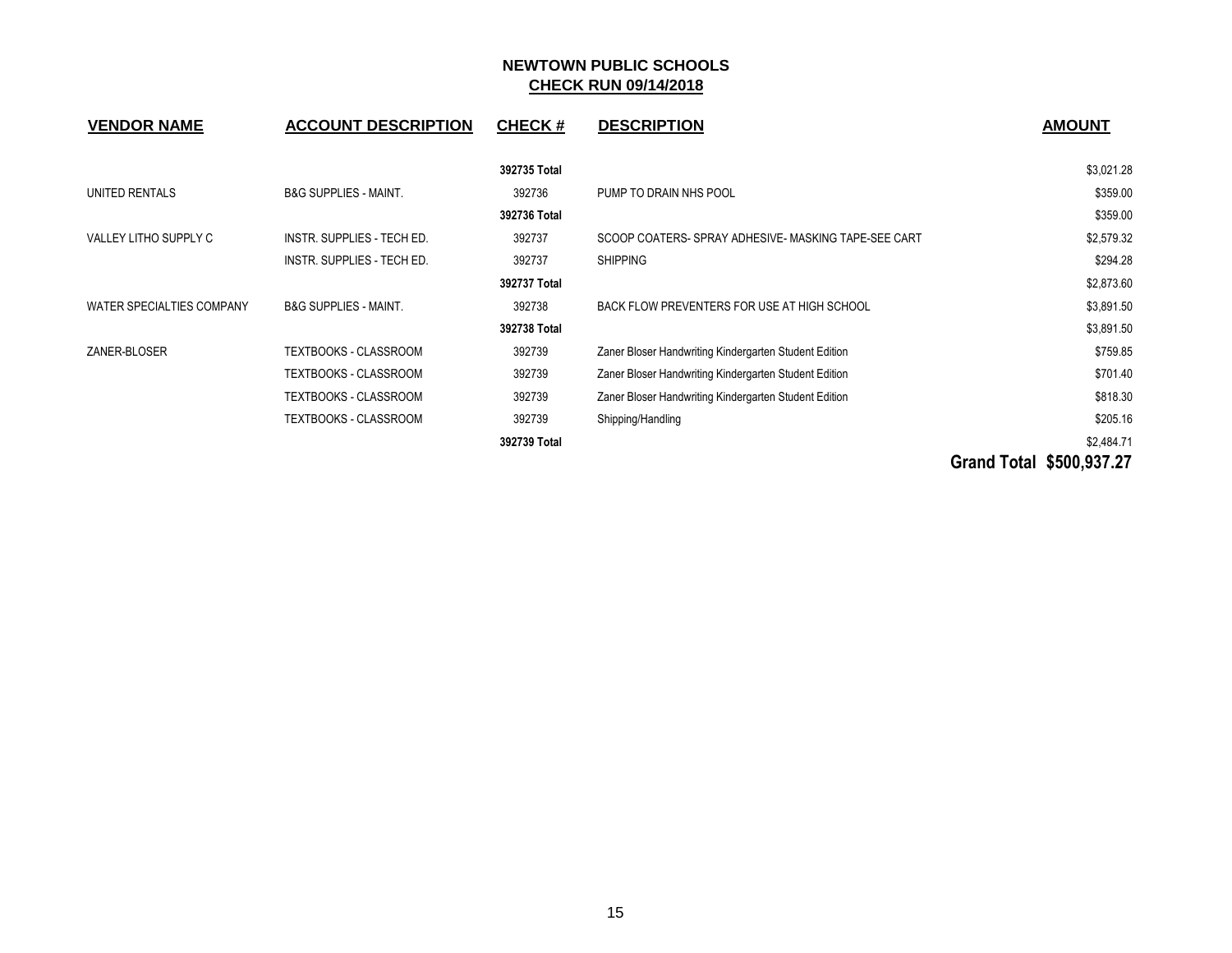# NEWTOWN PUBLIC SCHOOLS

## CHECK RUN 09/14/2018

| VENDOR NAME | ACCOUNT DESCRIPTION | CHECK # | DESCRIPTION | AMOUNT |
|---|---|---|---|---|
| | | 392735 Total | | $3,021.28 |
| UNITED RENTALS | B&G SUPPLIES - MAINT. | 392736 | PUMP TO DRAIN NHS POOL | $359.00 |
| | | 392736 Total | | $359.00 |
| VALLEY LITHO SUPPLY C | INSTR. SUPPLIES - TECH ED. | 392737 | SCOOP COATERS- SPRAY ADHESIVE- MASKING TAPE-SEE CART | $2,579.32 |
| | INSTR. SUPPLIES - TECH ED. | 392737 | SHIPPING | $294.28 |
| | | 392737 Total | | $2,873.60 |
| WATER SPECIALTIES COMPANY | B&G SUPPLIES - MAINT. | 392738 | BACK FLOW PREVENTERS FOR USE AT HIGH SCHOOL | $3,891.50 |
| | | 392738 Total | | $3,891.50 |
| ZANER-BLOSER | TEXTBOOKS - CLASSROOM | 392739 | Zaner Bloser Handwriting Kindergarten Student Edition | $759.85 |
| | TEXTBOOKS - CLASSROOM | 392739 | Zaner Bloser Handwriting Kindergarten Student Edition | $701.40 |
| | TEXTBOOKS - CLASSROOM | 392739 | Zaner Bloser Handwriting Kindergarten Student Edition | $818.30 |
| | TEXTBOOKS - CLASSROOM | 392739 | Shipping/Handling | $205.16 |
| | | 392739 Total | | $2,484.71 |
| | | | **Grand Total** | **$500,937.27** |